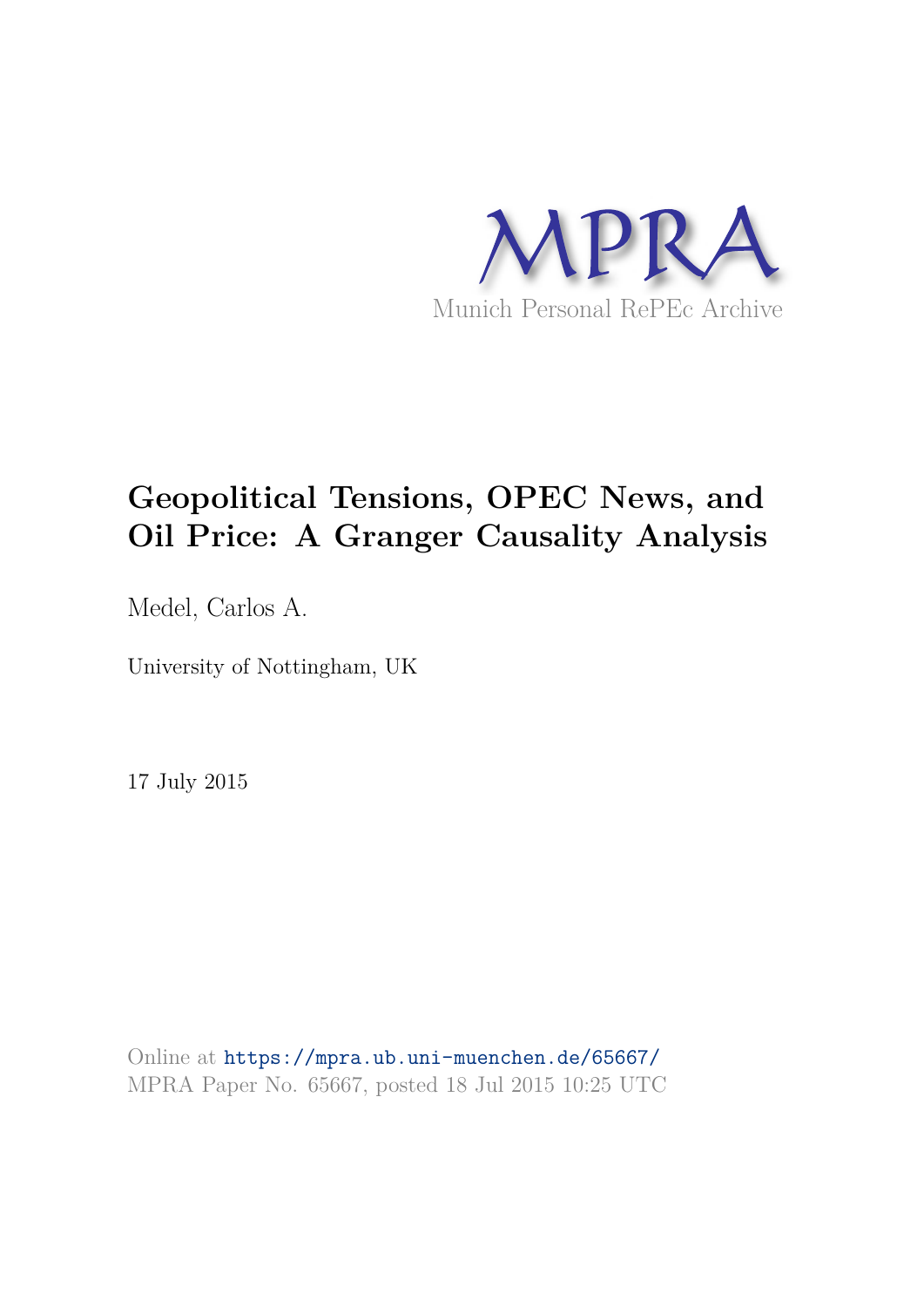MPRA

Munich Personal RePEc Archive

# Geopolitical Tensions, OPEC News, and Oil Price: A Granger Causality Analysis

Medel, Carlos A.

University of Nottingham, UK

17 July 2015

Online at https://mpra.ub.uni-muenchen.de/65667/

MPRA Paper No. 65667, posted 18 Jul 2015 10:25 UTC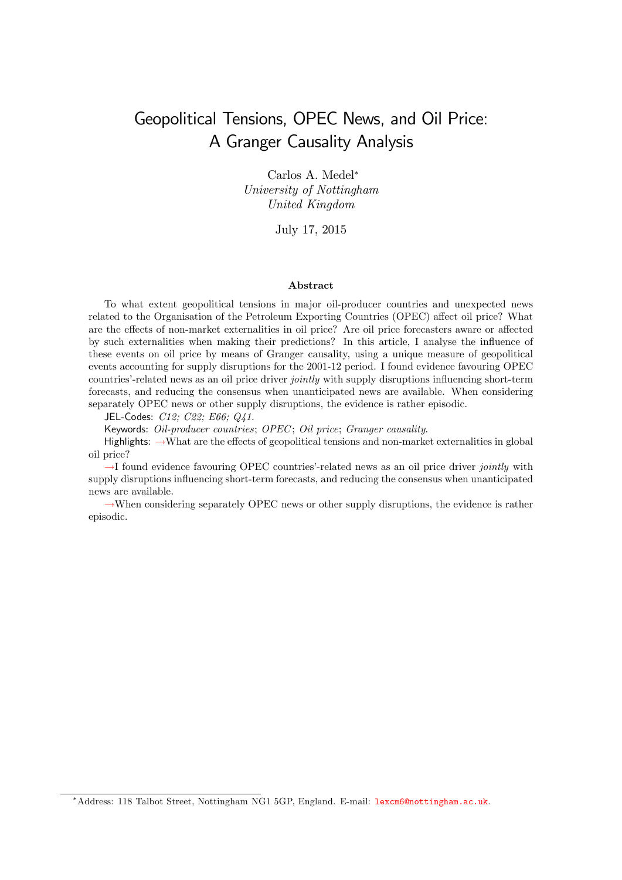# Geopolitical Tensions, OPEC News, and Oil Price: A Granger Causality Analysis

Carlos A. Medel[*]
*University of Nottingham*
*United Kingdom*

July 17, 2015

### Abstract

To what extent geopolitical tensions in major oil-producer countries and unexpected news related to the Organisation of the Petroleum Exporting Countries (OPEC) affect oil price? What are the effects of non-market externalities in oil price? Are oil price forecasters aware or affected by such externalities when making their predictions? In this article, I analyse the influence of these events on oil price by means of Granger causality, using a unique measure of geopolitical events accounting for supply disruptions for the 2001-12 period. I found evidence favouring OPEC countries'-related news as an oil price driver *jointly* with supply disruptions influencing short-term forecasts, and reducing the consensus when unanticipated news are available. When considering separately OPEC news or other supply disruptions, the evidence is rather episodic.

JEL-Codes: *C12; C22; E66; Q41.*

Keywords: *Oil-producer countries*; *OPEC*; *Oil price*; *Granger causality*.

Highlights: →What are the effects of geopolitical tensions and non-market externalities in global oil price?

→I found evidence favouring OPEC countries'-related news as an oil price driver *jointly* with supply disruptions influencing short-term forecasts, and reducing the consensus when unanticipated news are available.

→When considering separately OPEC news or other supply disruptions, the evidence is rather episodic.

[*] Address: 118 Talbot Street, Nottingham NG1 5GP, England. E-mail: lexcm6@nottingham.ac.uk.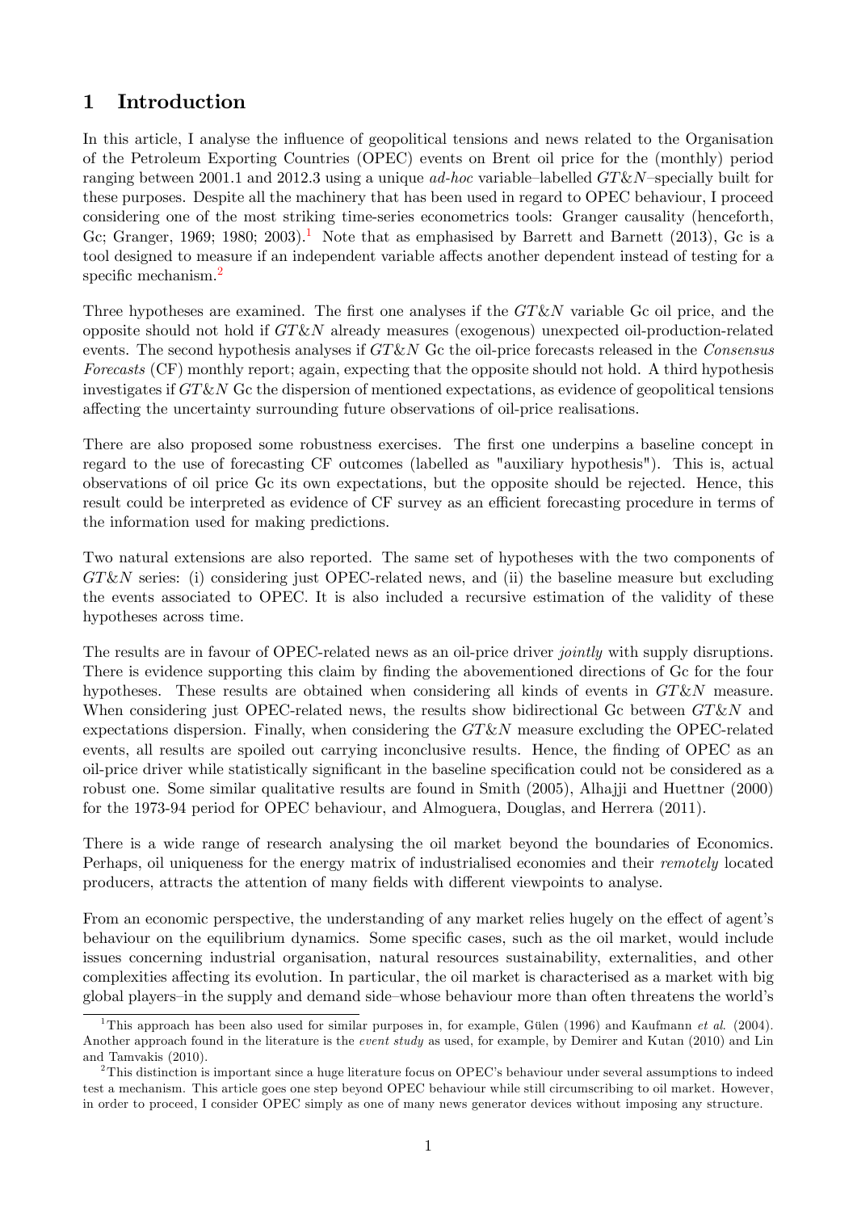# 1 Introduction

In this article, I analyse the influence of geopolitical tensions and news related to the Organisation of the Petroleum Exporting Countries (OPEC) events on Brent oil price for the (monthly) period ranging between 2001.1 and 2012.3 using a unique *ad-hoc* variable–labelled *GT&N*–specially built for these purposes. Despite all the machinery that has been used in regard to OPEC behaviour, I proceed considering one of the most striking time-series econometrics tools: Granger causality (henceforth, Gc; Granger, 1969; 1980; 2003).[1] Note that as emphasised by Barrett and Barnett (2013), Gc is a tool designed to measure if an independent variable affects another dependent instead of testing for a specific mechanism.[2]

Three hypotheses are examined. The first one analyses if the *GT&N* variable Gc oil price, and the opposite should not hold if *GT&N* already measures (exogenous) unexpected oil-production-related events. The second hypothesis analyses if *GT&N* Gc the oil-price forecasts released in the *Consensus Forecasts* (CF) monthly report; again, expecting that the opposite should not hold. A third hypothesis investigates if *GT&N* Gc the dispersion of mentioned expectations, as evidence of geopolitical tensions affecting the uncertainty surrounding future observations of oil-price realisations.

There are also proposed some robustness exercises. The first one underpins a baseline concept in regard to the use of forecasting CF outcomes (labelled as "auxiliary hypothesis"). This is, actual observations of oil price Gc its own expectations, but the opposite should be rejected. Hence, this result could be interpreted as evidence of CF survey as an efficient forecasting procedure in terms of the information used for making predictions.

Two natural extensions are also reported. The same set of hypotheses with the two components of *GT&N* series: (i) considering just OPEC-related news, and (ii) the baseline measure but excluding the events associated to OPEC. It is also included a recursive estimation of the validity of these hypotheses across time.

The results are in favour of OPEC-related news as an oil-price driver *jointly* with supply disruptions. There is evidence supporting this claim by finding the abovementioned directions of Gc for the four hypotheses. These results are obtained when considering all kinds of events in *GT&N* measure. When considering just OPEC-related news, the results show bidirectional Gc between *GT&N* and expectations dispersion. Finally, when considering the *GT&N* measure excluding the OPEC-related events, all results are spoiled out carrying inconclusive results. Hence, the finding of OPEC as an oil-price driver while statistically significant in the baseline specification could not be considered as a robust one. Some similar qualitative results are found in Smith (2005), Alhajji and Huettner (2000) for the 1973-94 period for OPEC behaviour, and Almoguera, Douglas, and Herrera (2011).

There is a wide range of research analysing the oil market beyond the boundaries of Economics. Perhaps, oil uniqueness for the energy matrix of industrialised economies and their *remotely* located producers, attracts the attention of many fields with different viewpoints to analyse.

From an economic perspective, the understanding of any market relies hugely on the effect of agent's behaviour on the equilibrium dynamics. Some specific cases, such as the oil market, would include issues concerning industrial organisation, natural resources sustainability, externalities, and other complexities affecting its evolution. In particular, the oil market is characterised as a market with big global players–in the supply and demand side–whose behaviour more than often threatens the world's

[1] This approach has been also used for similar purposes in, for example, Gülen (1996) and Kaufmann *et al.* (2004). Another approach found in the literature is the *event study* as used, for example, by Demirer and Kutan (2010) and Lin and Tamvakis (2010).

[2] This distinction is important since a huge literature focus on OPEC's behaviour under several assumptions to indeed test a mechanism. This article goes one step beyond OPEC behaviour while still circumscribing to oil market. However, in order to proceed, I consider OPEC simply as one of many news generator devices without imposing any structure.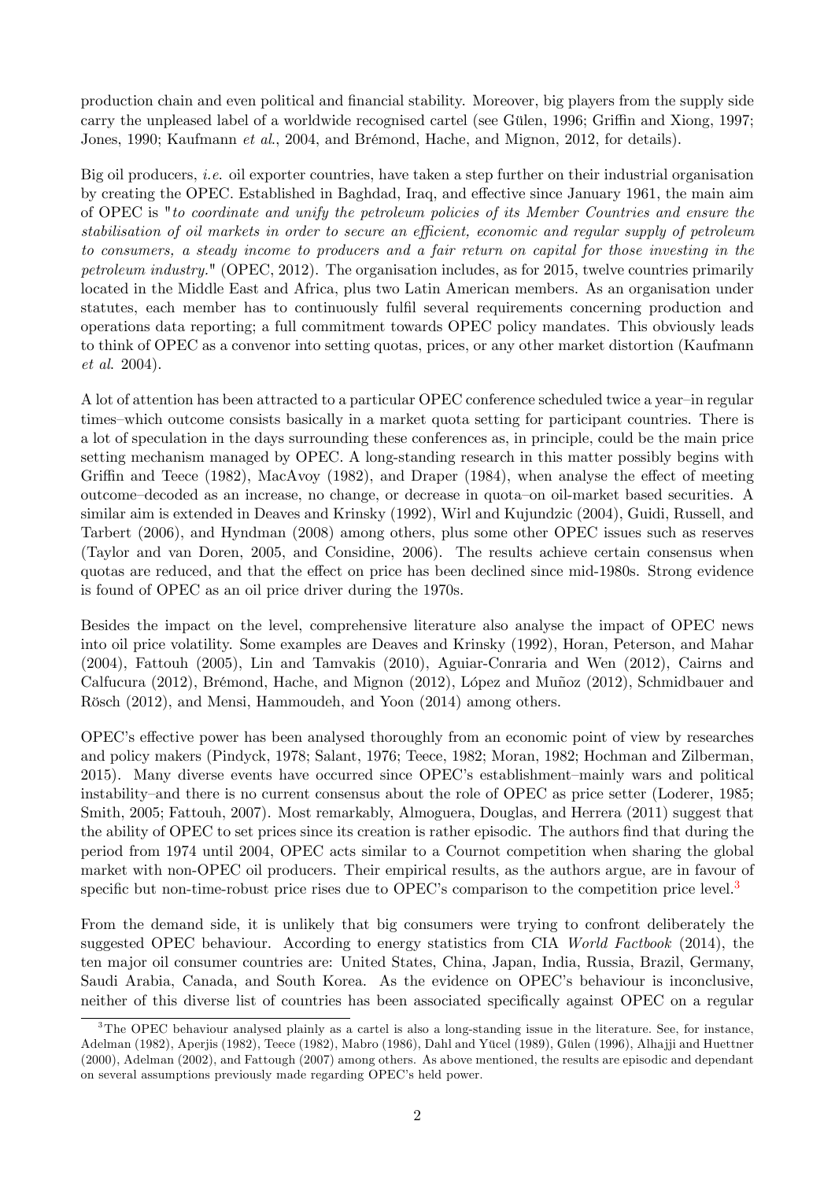production chain and even political and financial stability. Moreover, big players from the supply side carry the unpleased label of a worldwide recognised cartel (see Gülen, 1996; Griffin and Xiong, 1997; Jones, 1990; Kaufmann *et al*., 2004, and Brémond, Hache, and Mignon, 2012, for details).

Big oil producers, *i.e.* oil exporter countries, have taken a step further on their industrial organisation by creating the OPEC. Established in Baghdad, Iraq, and effective since January 1961, the main aim of OPEC is "*to coordinate and unify the petroleum policies of its Member Countries and ensure the stabilisation of oil markets in order to secure an efficient, economic and regular supply of petroleum to consumers, a steady income to producers and a fair return on capital for those investing in the petroleum industry.*" (OPEC, 2012). The organisation includes, as for 2015, twelve countries primarily located in the Middle East and Africa, plus two Latin American members. As an organisation under statutes, each member has to continuously fulfil several requirements concerning production and operations data reporting; a full commitment towards OPEC policy mandates. This obviously leads to think of OPEC as a convenor into setting quotas, prices, or any other market distortion (Kaufmann *et al.* 2004).

A lot of attention has been attracted to a particular OPEC conference scheduled twice a year–in regular times–which outcome consists basically in a market quota setting for participant countries. There is a lot of speculation in the days surrounding these conferences as, in principle, could be the main price setting mechanism managed by OPEC. A long-standing research in this matter possibly begins with Griffin and Teece (1982), MacAvoy (1982), and Draper (1984), when analyse the effect of meeting outcome–decoded as an increase, no change, or decrease in quota–on oil-market based securities. A similar aim is extended in Deaves and Krinsky (1992), Wirl and Kujundzic (2004), Guidi, Russell, and Tarbert (2006), and Hyndman (2008) among others, plus some other OPEC issues such as reserves (Taylor and van Doren, 2005, and Considine, 2006). The results achieve certain consensus when quotas are reduced, and that the effect on price has been declined since mid-1980s. Strong evidence is found of OPEC as an oil price driver during the 1970s.

Besides the impact on the level, comprehensive literature also analyse the impact of OPEC news into oil price volatility. Some examples are Deaves and Krinsky (1992), Horan, Peterson, and Mahar (2004), Fattouh (2005), Lin and Tamvakis (2010), Aguiar-Conraria and Wen (2012), Cairns and Calfucura (2012), Brémond, Hache, and Mignon (2012), López and Muñoz (2012), Schmidbauer and Rösch (2012), and Mensi, Hammoudeh, and Yoon (2014) among others.

OPEC's effective power has been analysed thoroughly from an economic point of view by researches and policy makers (Pindyck, 1978; Salant, 1976; Teece, 1982; Moran, 1982; Hochman and Zilberman, 2015). Many diverse events have occurred since OPEC's establishment–mainly wars and political instability–and there is no current consensus about the role of OPEC as price setter (Loderer, 1985; Smith, 2005; Fattouh, 2007). Most remarkably, Almoguera, Douglas, and Herrera (2011) suggest that the ability of OPEC to set prices since its creation is rather episodic. The authors find that during the period from 1974 until 2004, OPEC acts similar to a Cournot competition when sharing the global market with non-OPEC oil producers. Their empirical results, as the authors argue, are in favour of specific but non-time-robust price rises due to OPEC's comparison to the competition price level.[3]

From the demand side, it is unlikely that big consumers were trying to confront deliberately the suggested OPEC behaviour. According to energy statistics from CIA *World Factbook* (2014), the ten major oil consumer countries are: United States, China, Japan, India, Russia, Brazil, Germany, Saudi Arabia, Canada, and South Korea. As the evidence on OPEC's behaviour is inconclusive, neither of this diverse list of countries has been associated specifically against OPEC on a regular

[3] The OPEC behaviour analysed plainly as a cartel is also a long-standing issue in the literature. See, for instance, Adelman (1982), Aperjis (1982), Teece (1982), Mabro (1986), Dahl and Yücel (1989), Gülen (1996), Alhajji and Huettner (2000), Adelman (2002), and Fattough (2007) among others. As above mentioned, the results are episodic and dependant on several assumptions previously made regarding OPEC's held power.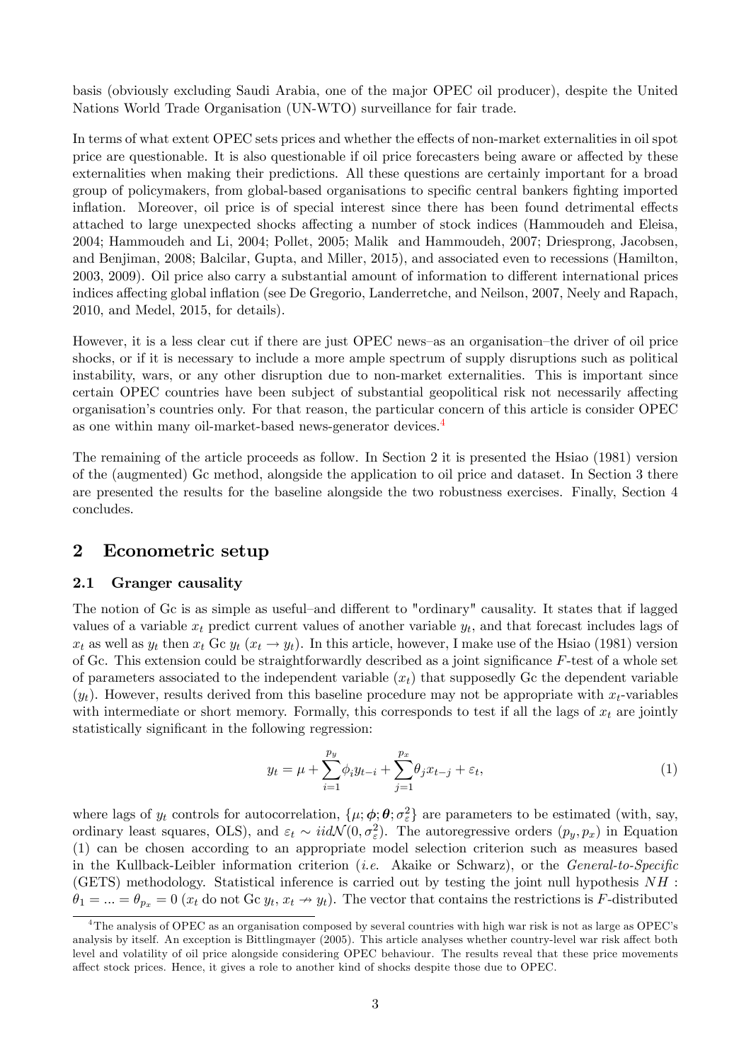basis (obviously excluding Saudi Arabia, one of the major OPEC oil producer), despite the United Nations World Trade Organisation (UN-WTO) surveillance for fair trade.

In terms of what extent OPEC sets prices and whether the effects of non-market externalities in oil spot price are questionable. It is also questionable if oil price forecasters being aware or affected by these externalities when making their predictions. All these questions are certainly important for a broad group of policymakers, from global-based organisations to specific central bankers fighting imported inflation. Moreover, oil price is of special interest since there has been found detrimental effects attached to large unexpected shocks affecting a number of stock indices (Hammoudeh and Eleisa, 2004; Hammoudeh and Li, 2004; Pollet, 2005; Malik and Hammoudeh, 2007; Driesprong, Jacobsen, and Benjiman, 2008; Balcilar, Gupta, and Miller, 2015), and associated even to recessions (Hamilton, 2003, 2009). Oil price also carry a substantial amount of information to different international prices indices affecting global inflation (see De Gregorio, Landerretche, and Neilson, 2007, Neely and Rapach, 2010, and Medel, 2015, for details).

However, it is a less clear cut if there are just OPEC news–as an organisation–the driver of oil price shocks, or if it is necessary to include a more ample spectrum of supply disruptions such as political instability, wars, or any other disruption due to non-market externalities. This is important since certain OPEC countries have been subject of substantial geopolitical risk not necessarily affecting organisation's countries only. For that reason, the particular concern of this article is consider OPEC as one within many oil-market-based news-generator devices.[4]

The remaining of the article proceeds as follow. In Section 2 it is presented the Hsiao (1981) version of the (augmented) Gc method, alongside the application to oil price and dataset. In Section 3 there are presented the results for the baseline alongside the two robustness exercises. Finally, Section 4 concludes.

## 2 Econometric setup

### 2.1 Granger causality

The notion of Gc is as simple as useful–and different to "ordinary" causality. It states that if lagged values of a variable $x_t$ predict current values of another variable $y_t$, and that forecast includes lags of $x_t$ as well as $y_t$ then $x_t$ Gc $y_t$ ($x_t \rightarrow y_t$). In this article, however, I make use of the Hsiao (1981) version of Gc. This extension could be straightforwardly described as a joint significance $F$-test of a whole set of parameters associated to the independent variable ($x_t$) that supposedly Gc the dependent variable ($y_t$). However, results derived from this baseline procedure may not be appropriate with $x_t$-variables with intermediate or short memory. Formally, this corresponds to test if all the lags of $x_t$ are jointly statistically significant in the following regression:

$$y_t = \mu + \sum_{i=1}^{p_y} \phi_i y_{t-i} + \sum_{j=1}^{p_x} \theta_j x_{t-j} + \varepsilon_t, \tag{1}$$

where lags of $y_t$ controls for autocorrelation, $\{\mu; \boldsymbol{\phi}; \boldsymbol{\theta}; \sigma_\varepsilon^2\}$ are parameters to be estimated (with, say, ordinary least squares, OLS), and $\varepsilon_t \sim iid\mathcal{N}(0, \sigma_\varepsilon^2)$. The autoregressive orders $(p_y, p_x)$ in Equation (1) can be chosen according to an appropriate model selection criterion such as measures based in the Kullback-Leibler information criterion (*i.e.* Akaike or Schwarz), or the *General-to-Specific* (GETS) methodology. Statistical inference is carried out by testing the joint null hypothesis $NH$ : $\theta_1 = ... = \theta_{p_x} = 0$ ($x_t$ do not Gc $y_t$, $x_t \nrightarrow y_t$). The vector that contains the restrictions is $F$-distributed

[4] The analysis of OPEC as an organisation composed by several countries with high war risk is not as large as OPEC's analysis by itself. An exception is Bittlingmayer (2005). This article analyses whether country-level war risk affect both level and volatility of oil price alongside considering OPEC behaviour. The results reveal that these price movements affect stock prices. Hence, it gives a role to another kind of shocks despite those due to OPEC.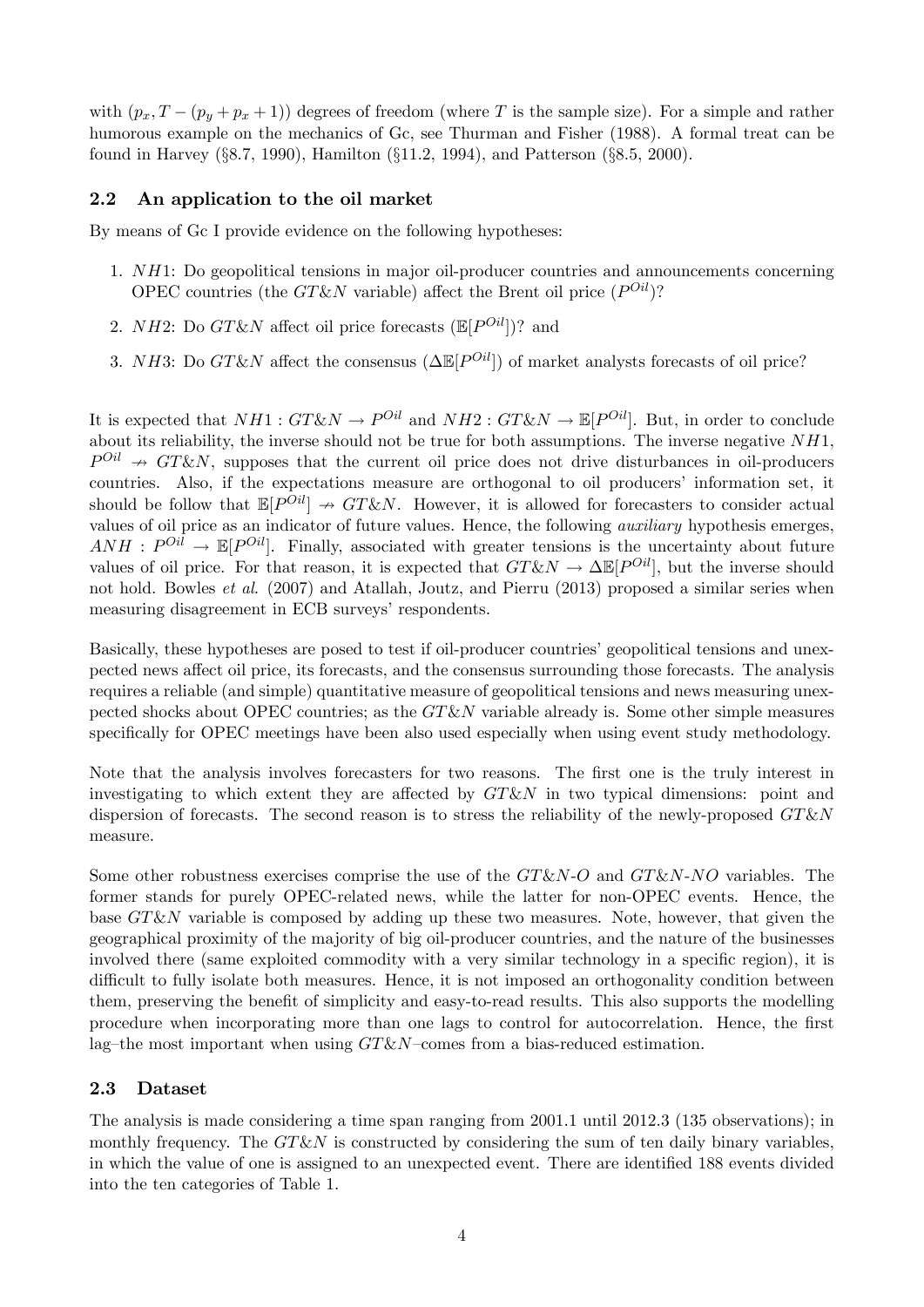with $(p_x, T - (p_y + p_x + 1))$ degrees of freedom (where $T$ is the sample size). For a simple and rather humorous example on the mechanics of Gc, see Thurman and Fisher (1988). A formal treat can be found in Harvey (§8.7, 1990), Hamilton (§11.2, 1994), and Patterson (§8.5, 2000).

### 2.2 An application to the oil market

By means of Gc I provide evidence on the following hypotheses:

1. $NH1$: Do geopolitical tensions in major oil-producer countries and announcements concerning OPEC countries (the $GT\&N$ variable) affect the Brent oil price ($P^{Oil}$)?
2. $NH2$: Do $GT\&N$ affect oil price forecasts ($\mathbb{E}[P^{Oil}]$)? and
3. $NH3$: Do $GT\&N$ affect the consensus ($\Delta\mathbb{E}[P^{Oil}]$) of market analysts forecasts of oil price?

It is expected that $NH1 : GT\&N \rightarrow P^{Oil}$ and $NH2 : GT\&N \rightarrow \mathbb{E}[P^{Oil}]$. But, in order to conclude about its reliability, the inverse should not be true for both assumptions. The inverse negative $NH1$, $P^{Oil} \nrightarrow GT\&N$, supposes that the current oil price does not drive disturbances in oil-producers countries. Also, if the expectations measure are orthogonal to oil producers' information set, it should be follow that $\mathbb{E}[P^{Oil}] \nrightarrow GT\&N$. However, it is allowed for forecasters to consider actual values of oil price as an indicator of future values. Hence, the following *auxiliary* hypothesis emerges, $ANH : P^{Oil} \rightarrow \mathbb{E}[P^{Oil}]$. Finally, associated with greater tensions is the uncertainty about future values of oil price. For that reason, it is expected that $GT\&N \rightarrow \Delta\mathbb{E}[P^{Oil}]$, but the inverse should not hold. Bowles *et al.* (2007) and Atallah, Joutz, and Pierru (2013) proposed a similar series when measuring disagreement in ECB surveys' respondents.

Basically, these hypotheses are posed to test if oil-producer countries' geopolitical tensions and unexpected news affect oil price, its forecasts, and the consensus surrounding those forecasts. The analysis requires a reliable (and simple) quantitative measure of geopolitical tensions and news measuring unexpected shocks about OPEC countries; as the $GT\&N$ variable already is. Some other simple measures specifically for OPEC meetings have been also used especially when using event study methodology.

Note that the analysis involves forecasters for two reasons. The first one is the truly interest in investigating to which extent they are affected by $GT\&N$ in two typical dimensions: point and dispersion of forecasts. The second reason is to stress the reliability of the newly-proposed $GT\&N$ measure.

Some other robustness exercises comprise the use of the $GT\&N$-$O$ and $GT\&N$-$NO$ variables. The former stands for purely OPEC-related news, while the latter for non-OPEC events. Hence, the base $GT\&N$ variable is composed by adding up these two measures. Note, however, that given the geographical proximity of the majority of big oil-producer countries, and the nature of the businesses involved there (same exploited commodity with a very similar technology in a specific region), it is difficult to fully isolate both measures. Hence, it is not imposed an orthogonality condition between them, preserving the benefit of simplicity and easy-to-read results. This also supports the modelling procedure when incorporating more than one lags to control for autocorrelation. Hence, the first lag–the most important when using $GT\&N$–comes from a bias-reduced estimation.

### 2.3 Dataset

The analysis is made considering a time span ranging from 2001.1 until 2012.3 (135 observations); in monthly frequency. The $GT\&N$ is constructed by considering the sum of ten daily binary variables, in which the value of one is assigned to an unexpected event. There are identified 188 events divided into the ten categories of Table 1.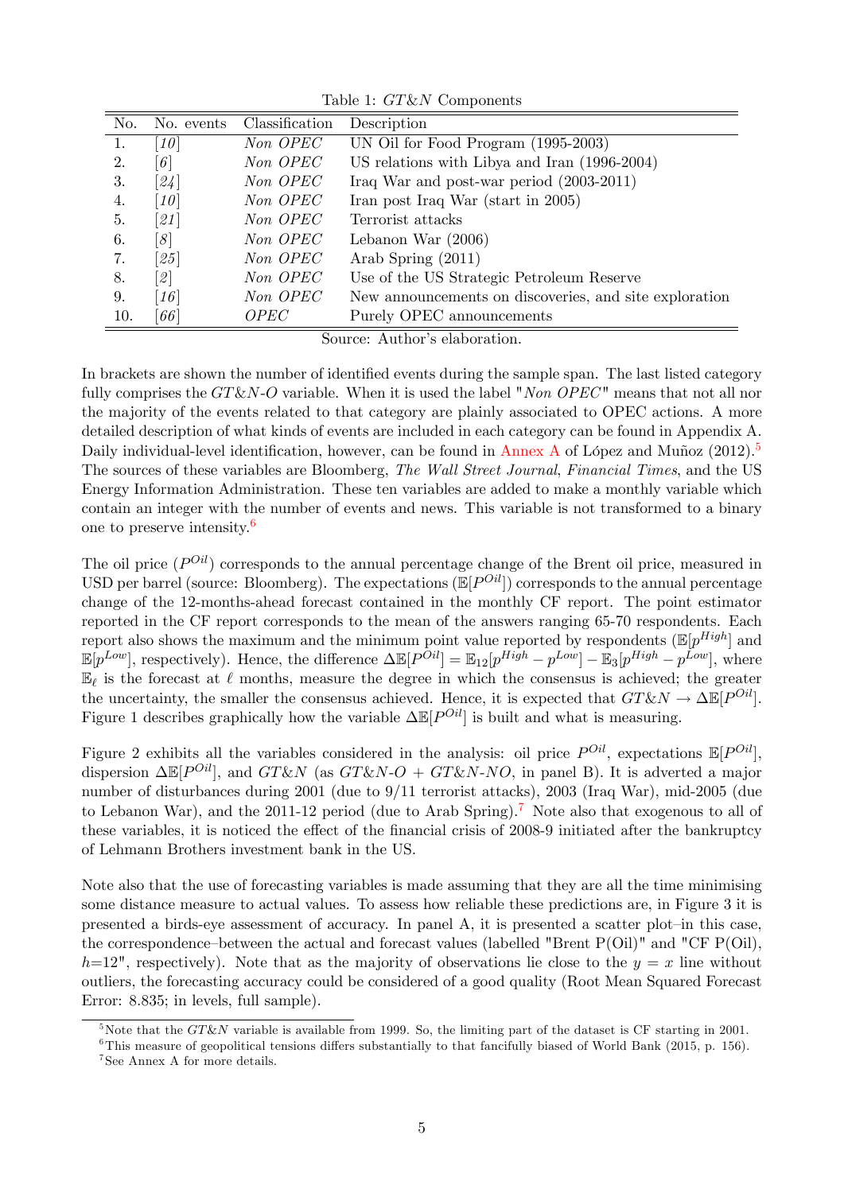Table 1: *GT&N* Components

| No. | No. events | Classification | Description |
|---|---|---|---|
| 1. | *[10]* | *Non OPEC* | UN Oil for Food Program (1995-2003) |
| 2. | *[6]* | *Non OPEC* | US relations with Libya and Iran (1996-2004) |
| 3. | *[24]* | *Non OPEC* | Iraq War and post-war period (2003-2011) |
| 4. | *[10]* | *Non OPEC* | Iran post Iraq War (start in 2005) |
| 5. | *[21]* | *Non OPEC* | Terrorist attacks |
| 6. | *[8]* | *Non OPEC* | Lebanon War (2006) |
| 7. | *[25]* | *Non OPEC* | Arab Spring (2011) |
| 8. | *[2]* | *Non OPEC* | Use of the US Strategic Petroleum Reserve |
| 9. | *[16]* | *Non OPEC* | New announcements on discoveries, and site exploration |
| 10. | *[66]* | *OPEC* | Purely OPEC announcements |

Source: Author's elaboration.

In brackets are shown the number of identified events during the sample span. The last listed category fully comprises the *GT&N-O* variable. When it is used the label "*Non OPEC*" means that not all nor the majority of the events related to that category are plainly associated to OPEC actions. A more detailed description of what kinds of events are included in each category can be found in Appendix A. Daily individual-level identification, however, can be found in Annex A of López and Muñoz (2012).[5] The sources of these variables are Bloomberg, *The Wall Street Journal*, *Financial Times*, and the US Energy Information Administration. These ten variables are added to make a monthly variable which contain an integer with the number of events and news. This variable is not transformed to a binary one to preserve intensity.[6]

The oil price ($P^{Oil}$) corresponds to the annual percentage change of the Brent oil price, measured in USD per barrel (source: Bloomberg). The expectations ($\mathbb{E}[P^{Oil}]$) corresponds to the annual percentage change of the 12-months-ahead forecast contained in the monthly CF report. The point estimator reported in the CF report corresponds to the mean of the answers ranging 65-70 respondents. Each report also shows the maximum and the minimum point value reported by respondents ($\mathbb{E}[p^{High}]$ and $\mathbb{E}[p^{Low}]$, respectively). Hence, the difference $\Delta\mathbb{E}[P^{Oil}] = \mathbb{E}_{12}[p^{High} - p^{Low}] - \mathbb{E}_3[p^{High} - p^{Low}]$, where $\mathbb{E}_\ell$ is the forecast at $\ell$ months, measure the degree in which the consensus is achieved; the greater the uncertainty, the smaller the consensus achieved. Hence, it is expected that $GT\&N \rightarrow \Delta\mathbb{E}[P^{Oil}]$. Figure 1 describes graphically how the variable $\Delta\mathbb{E}[P^{Oil}]$ is built and what is measuring.

Figure 2 exhibits all the variables considered in the analysis: oil price $P^{Oil}$, expectations $\mathbb{E}[P^{Oil}]$, dispersion $\Delta\mathbb{E}[P^{Oil}]$, and *GT&N* (as *GT&N-O* + *GT&N-NO*, in panel B). It is adverted a major number of disturbances during 2001 (due to 9/11 terrorist attacks), 2003 (Iraq War), mid-2005 (due to Lebanon War), and the 2011-12 period (due to Arab Spring).[7] Note also that exogenous to all of these variables, it is noticed the effect of the financial crisis of 2008-9 initiated after the bankruptcy of Lehmann Brothers investment bank in the US.

Note also that the use of forecasting variables is made assuming that they are all the time minimising some distance measure to actual values. To assess how reliable these predictions are, in Figure 3 it is presented a birds-eye assessment of accuracy. In panel A, it is presented a scatter plot–in this case, the correspondence–between the actual and forecast values (labelled "Brent P(Oil)" and "CF P(Oil), $h$=12", respectively). Note that as the majority of observations lie close to the $y = x$ line without outliers, the forecasting accuracy could be considered of a good quality (Root Mean Squared Forecast Error: 8.835; in levels, full sample).

[5] Note that the *GT&N* variable is available from 1999. So, the limiting part of the dataset is CF starting in 2001.

[6] This measure of geopolitical tensions differs substantially to that fancifully biased of World Bank (2015, p. 156).

[7] See Annex A for more details.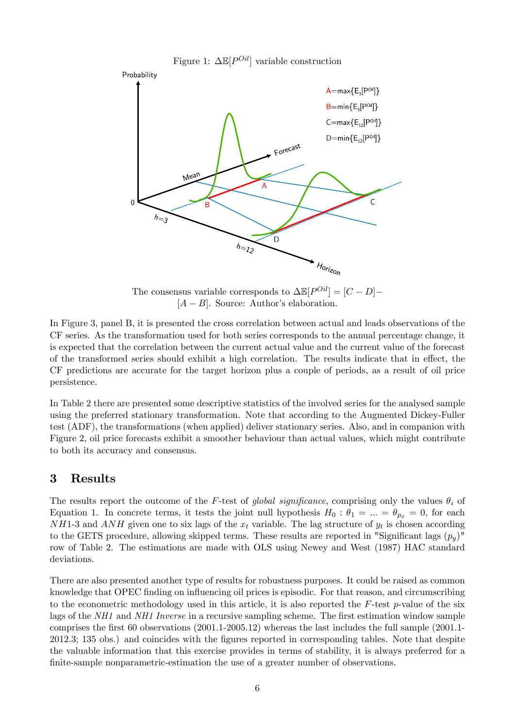Figure 1: $\Delta\mathbb{E}[P^{Oil}]$ variable construction

The consensus variable corresponds to $\Delta\mathbb{E}[P^{Oil}] = [C - D] - [A - B]$. Source: Author's elaboration.

In Figure 3, panel B, it is presented the cross correlation between actual and leads observations of the CF series. As the transformation used for both series corresponds to the annual percentage change, it is expected that the correlation between the current actual value and the current value of the forecast of the transformed series should exhibit a high correlation. The results indicate that in effect, the CF predictions are accurate for the target horizon plus a couple of periods, as a result of oil price persistence.

In Table 2 there are presented some descriptive statistics of the involved series for the analysed sample using the preferred stationary transformation. Note that according to the Augmented Dickey-Fuller test (ADF), the transformations (when applied) deliver stationary series. Also, and in companion with Figure 2, oil price forecasts exhibit a smoother behaviour than actual values, which might contribute to both its accuracy and consensus.

## 3 Results

The results report the outcome of the $F$-test of *global significance*, comprising only the values $\theta_i$ of Equation 1. In concrete terms, it tests the joint null hypothesis $H_0 : \theta_1 = ... = \theta_{p_x} = 0$, for each $NH$1-3 and $ANH$ given one to six lags of the $x_t$ variable. The lag structure of $y_t$ is chosen according to the GETS procedure, allowing skipped terms. These results are reported in "Significant lags ($p_y$)" row of Table 2. The estimations are made with OLS using Newey and West (1987) HAC standard deviations.

There are also presented another type of results for robustness purposes. It could be raised as common knowledge that OPEC finding on influencing oil prices is episodic. For that reason, and circumscribing to the econometric methodology used in this article, it is also reported the $F$-test $p$-value of the six lags of the *NH1* and *NH1 Inverse* in a recursive sampling scheme. The first estimation window sample comprises the first 60 observations (2001.1-2005.12) whereas the last includes the full sample (2001.1-2012.3; 135 obs.) and coincides with the figures reported in corresponding tables. Note that despite the valuable information that this exercise provides in terms of stability, it is always preferred for a finite-sample nonparametric-estimation the use of a greater number of observations.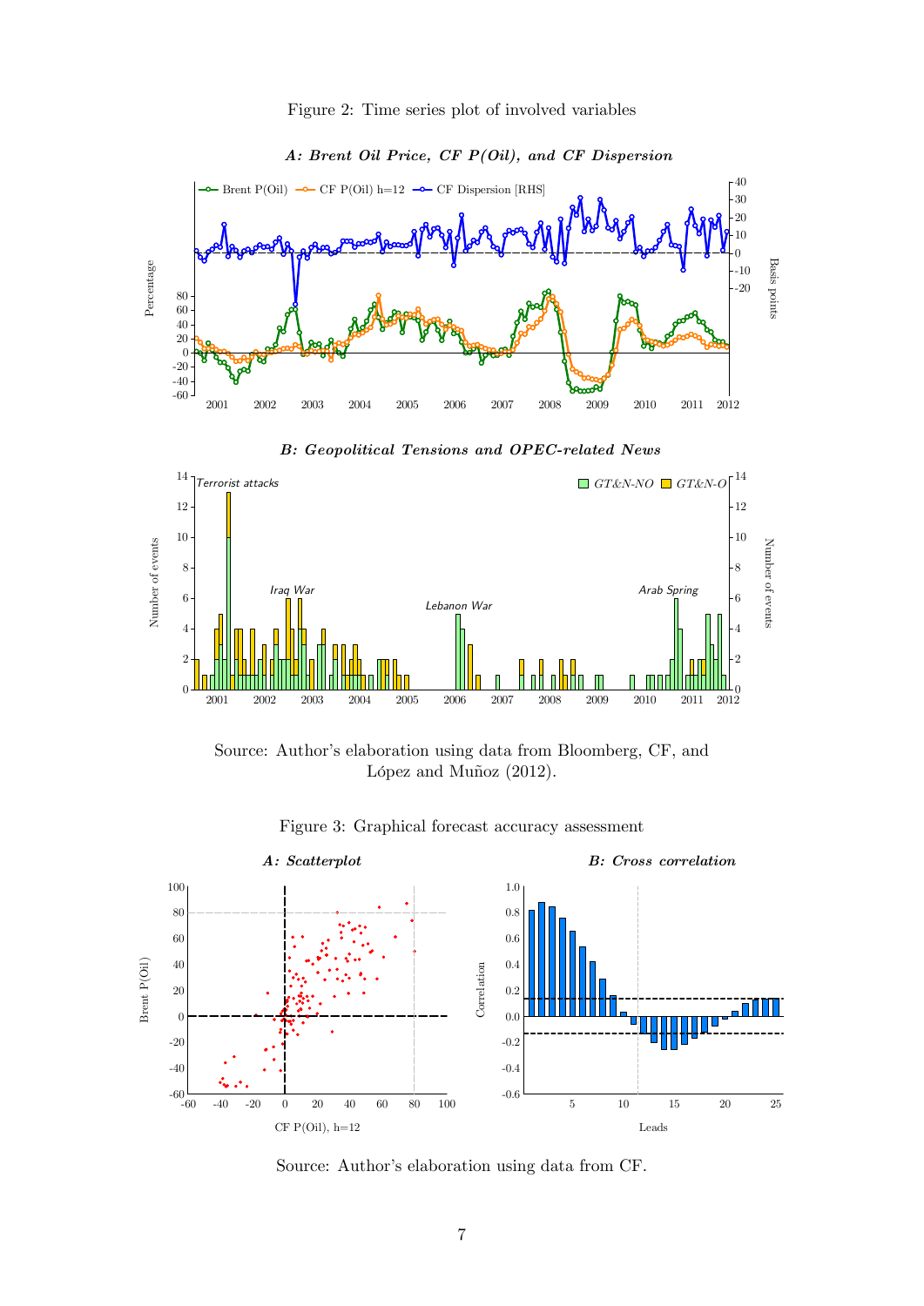Figure 2: Time series plot of involved variables

Source: Author's elaboration using data from Bloomberg, CF, and López and Muñoz (2012).

Figure 3: Graphical forecast accuracy assessment

Source: Author's elaboration using data from CF.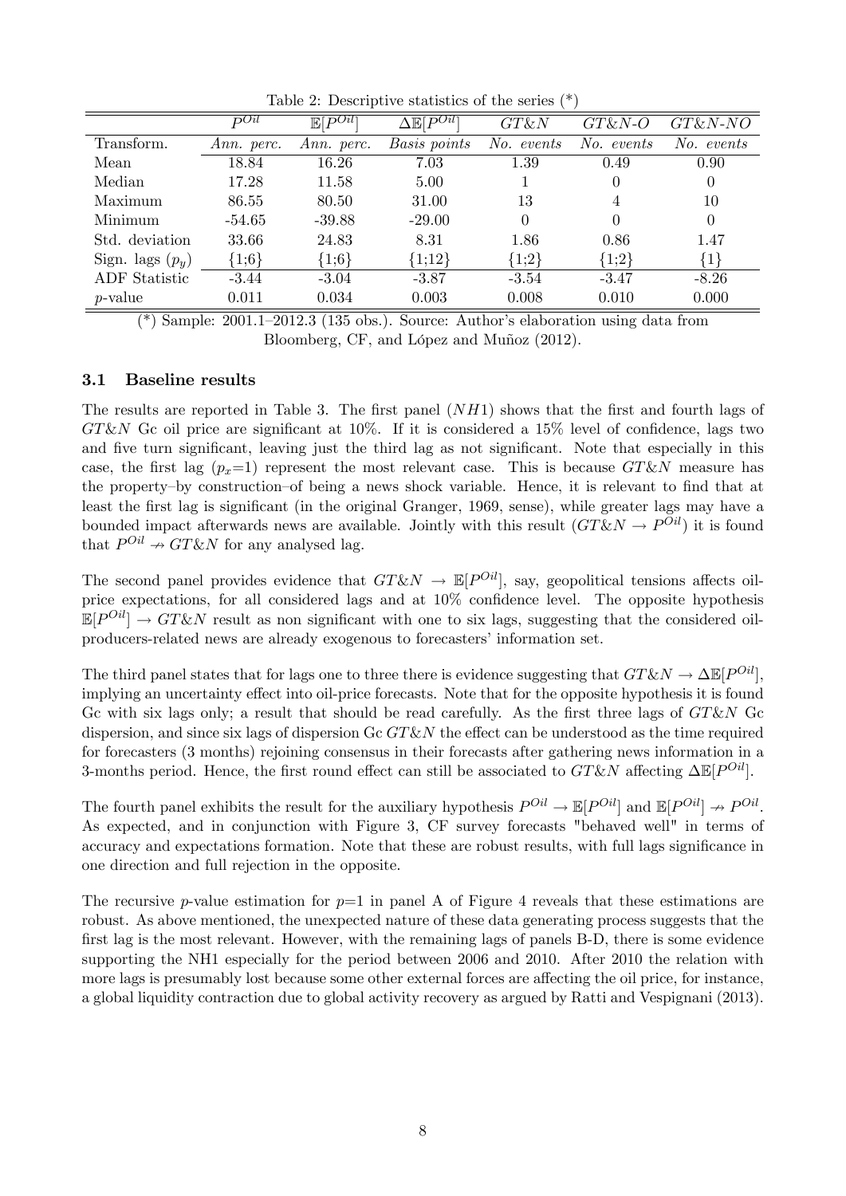Table 2: Descriptive statistics of the series (*)

| | $P^{Oil}$ | $\mathbb{E}[P^{Oil}]$ | $\Delta\mathbb{E}[P^{Oil}]$ | $GT\&N$ | $GT\&N\text{-}O$ | $GT\&N\text{-}NO$ |
|---|---|---|---|---|---|---|
| Transform. | *Ann. perc.* | *Ann. perc.* | *Basis points* | *No. events* | *No. events* | *No. events* |
| Mean | 18.84 | 16.26 | 7.03 | 1.39 | 0.49 | 0.90 |
| Median | 17.28 | 11.58 | 5.00 | 1 | 0 | 0 |
| Maximum | 86.55 | 80.50 | 31.00 | 13 | 4 | 10 |
| Minimum | -54.65 | -39.88 | -29.00 | 0 | 0 | 0 |
| Std. deviation | 33.66 | 24.83 | 8.31 | 1.86 | 0.86 | 1.47 |
| Sign. lags ($p_y$) | {1;6} | {1;6} | {1;12} | {1;2} | {1;2} | {1} |
| ADF Statistic | -3.44 | -3.04 | -3.87 | -3.54 | -3.47 | -8.26 |
| $p$-value | 0.011 | 0.034 | 0.003 | 0.008 | 0.010 | 0.000 |

(*) Sample: 2001.1–2012.3 (135 obs.). Source: Author's elaboration using data from Bloomberg, CF, and López and Muñoz (2012).

### 3.1 Baseline results

The results are reported in Table 3. The first panel ($NH1$) shows that the first and fourth lags of $GT\&N$ Gc oil price are significant at 10%. If it is considered a 15% level of confidence, lags two and five turn significant, leaving just the third lag as not significant. Note that especially in this case, the first lag ($p_x$=1) represent the most relevant case. This is because $GT\&N$ measure has the property–by construction–of being a news shock variable. Hence, it is relevant to find that at least the first lag is significant (in the original Granger, 1969, sense), while greater lags may have a bounded impact afterwards news are available. Jointly with this result ($GT\&N \rightarrow P^{Oil}$) it is found that $P^{Oil} \nrightarrow GT\&N$ for any analysed lag.

The second panel provides evidence that $GT\&N \rightarrow \mathbb{E}[P^{Oil}]$, say, geopolitical tensions affects oil-price expectations, for all considered lags and at 10% confidence level. The opposite hypothesis $\mathbb{E}[P^{Oil}] \rightarrow GT\&N$ result as non significant with one to six lags, suggesting that the considered oil-producers-related news are already exogenous to forecasters' information set.

The third panel states that for lags one to three there is evidence suggesting that $GT\&N \rightarrow \Delta\mathbb{E}[P^{Oil}]$, implying an uncertainty effect into oil-price forecasts. Note that for the opposite hypothesis it is found Gc with six lags only; a result that should be read carefully. As the first three lags of $GT\&N$ Gc dispersion, and since six lags of dispersion Gc $GT\&N$ the effect can be understood as the time required for forecasters (3 months) rejoining consensus in their forecasts after gathering news information in a 3-months period. Hence, the first round effect can still be associated to $GT\&N$ affecting $\Delta\mathbb{E}[P^{Oil}]$.

The fourth panel exhibits the result for the auxiliary hypothesis $P^{Oil} \rightarrow \mathbb{E}[P^{Oil}]$ and $\mathbb{E}[P^{Oil}] \nrightarrow P^{Oil}$. As expected, and in conjunction with Figure 3, CF survey forecasts "behaved well" in terms of accuracy and expectations formation. Note that these are robust results, with full lags significance in one direction and full rejection in the opposite.

The recursive $p$-value estimation for $p$=1 in panel A of Figure 4 reveals that these estimations are robust. As above mentioned, the unexpected nature of these data generating process suggests that the first lag is the most relevant. However, with the remaining lags of panels B-D, there is some evidence supporting the NH1 especially for the period between 2006 and 2010. After 2010 the relation with more lags is presumably lost because some other external forces are affecting the oil price, for instance, a global liquidity contraction due to global activity recovery as argued by Ratti and Vespignani (2013).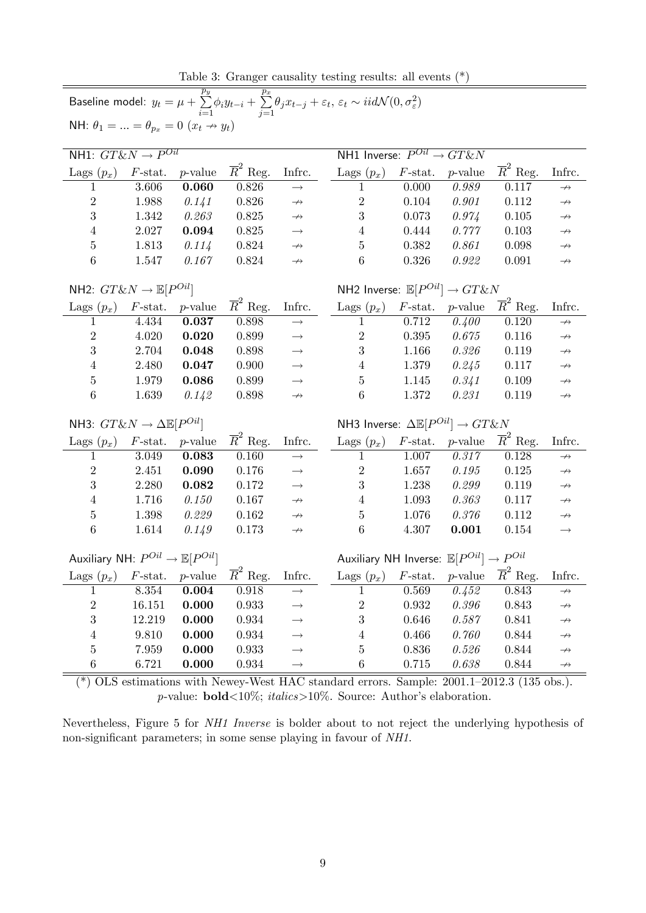Table 3: Granger causality testing results: all events (*)

Baseline model: $y_t = \mu + \sum_{i=1}^{p_y} \phi_i y_{t-i} + \sum_{j=1}^{p_x} \theta_j x_{t-j} + \varepsilon_t,\ \varepsilon_t \sim iid\mathcal{N}(0, \sigma_\varepsilon^2)$

NH: $\theta_1 = ... = \theta_{p_x} = 0$ ($x_t \nrightarrow y_t$)

| NH1: $GT\&N \rightarrow P^{Oil}$ | | | | | NH1 Inverse: $P^{Oil} \rightarrow GT\&N$ | | | | |
|---|---|---|---|---|---|---|---|---|---|
| Lags ($p_x$) | $F$-stat. | $p$-value | $\overline{R}^2$ Reg. | Infrc. | Lags ($p_x$) | $F$-stat. | $p$-value | $\overline{R}^2$ Reg. | Infrc. |
| 1 | 3.606 | **0.060** | 0.826 | $\rightarrow$ | 1 | 0.000 | *0.989* | 0.117 | $\nrightarrow$ |
| 2 | 1.988 | *0.141* | 0.826 | $\nrightarrow$ | 2 | 0.104 | *0.901* | 0.112 | $\nrightarrow$ |
| 3 | 1.342 | *0.263* | 0.825 | $\nrightarrow$ | 3 | 0.073 | *0.974* | 0.105 | $\nrightarrow$ |
| 4 | 2.027 | **0.094** | 0.825 | $\rightarrow$ | 4 | 0.444 | *0.777* | 0.103 | $\nrightarrow$ |
| 5 | 1.813 | *0.114* | 0.824 | $\nrightarrow$ | 5 | 0.382 | *0.861* | 0.098 | $\nrightarrow$ |
| 6 | 1.547 | *0.167* | 0.824 | $\nrightarrow$ | 6 | 0.326 | *0.922* | 0.091 | $\nrightarrow$ |

| NH2: $GT\&N \rightarrow \mathbb{E}[P^{Oil}]$ | | | | | NH2 Inverse: $\mathbb{E}[P^{Oil}] \rightarrow GT\&N$ | | | | |
|---|---|---|---|---|---|---|---|---|---|
| Lags ($p_x$) | $F$-stat. | $p$-value | $\overline{R}^2$ Reg. | Infrc. | Lags ($p_x$) | $F$-stat. | $p$-value | $\overline{R}^2$ Reg. | Infrc. |
| 1 | 4.434 | **0.037** | 0.898 | $\rightarrow$ | 1 | 0.712 | *0.400* | 0.120 | $\nrightarrow$ |
| 2 | 4.020 | **0.020** | 0.899 | $\rightarrow$ | 2 | 0.395 | *0.675* | 0.116 | $\nrightarrow$ |
| 3 | 2.704 | **0.048** | 0.898 | $\rightarrow$ | 3 | 1.166 | *0.326* | 0.119 | $\nrightarrow$ |
| 4 | 2.480 | **0.047** | 0.900 | $\rightarrow$ | 4 | 1.379 | *0.245* | 0.117 | $\nrightarrow$ |
| 5 | 1.979 | **0.086** | 0.899 | $\rightarrow$ | 5 | 1.145 | *0.341* | 0.109 | $\nrightarrow$ |
| 6 | 1.639 | *0.142* | 0.898 | $\nrightarrow$ | 6 | 1.372 | *0.231* | 0.119 | $\nrightarrow$ |

| NH3: $GT\&N \rightarrow \Delta\mathbb{E}[P^{Oil}]$ | | | | | NH3 Inverse: $\Delta\mathbb{E}[P^{Oil}] \rightarrow GT\&N$ | | | | |
|---|---|---|---|---|---|---|---|---|---|
| Lags ($p_x$) | $F$-stat. | $p$-value | $\overline{R}^2$ Reg. | Infrc. | Lags ($p_x$) | $F$-stat. | $p$-value | $\overline{R}^2$ Reg. | Infrc. |
| 1 | 3.049 | **0.083** | 0.160 | $\rightarrow$ | 1 | 1.007 | *0.317* | 0.128 | $\nrightarrow$ |
| 2 | 2.451 | **0.090** | 0.176 | $\rightarrow$ | 2 | 1.657 | *0.195* | 0.125 | $\nrightarrow$ |
| 3 | 2.280 | **0.082** | 0.172 | $\rightarrow$ | 3 | 1.238 | *0.299* | 0.119 | $\nrightarrow$ |
| 4 | 1.716 | *0.150* | 0.167 | $\nrightarrow$ | 4 | 1.093 | *0.363* | 0.117 | $\nrightarrow$ |
| 5 | 1.398 | *0.229* | 0.162 | $\nrightarrow$ | 5 | 1.076 | *0.376* | 0.112 | $\nrightarrow$ |
| 6 | 1.614 | *0.149* | 0.173 | $\nrightarrow$ | 6 | 4.307 | **0.001** | 0.154 | $\rightarrow$ |

| Auxiliary NH: $P^{Oil} \rightarrow \mathbb{E}[P^{Oil}]$ | | | | | Auxiliary NH Inverse: $\mathbb{E}[P^{Oil}] \rightarrow P^{Oil}$ | | | | |
|---|---|---|---|---|---|---|---|---|---|
| Lags ($p_x$) | $F$-stat. | $p$-value | $\overline{R}^2$ Reg. | Infrc. | Lags ($p_x$) | $F$-stat. | $p$-value | $\overline{R}^2$ Reg. | Infrc. |
| 1 | 8.354 | **0.004** | 0.918 | $\rightarrow$ | 1 | 0.569 | *0.452* | 0.843 | $\nrightarrow$ |
| 2 | 16.151 | **0.000** | 0.933 | $\rightarrow$ | 2 | 0.932 | *0.396* | 0.843 | $\nrightarrow$ |
| 3 | 12.219 | **0.000** | 0.934 | $\rightarrow$ | 3 | 0.646 | *0.587* | 0.841 | $\nrightarrow$ |
| 4 | 9.810 | **0.000** | 0.934 | $\rightarrow$ | 4 | 0.466 | *0.760* | 0.844 | $\nrightarrow$ |
| 5 | 7.959 | **0.000** | 0.933 | $\rightarrow$ | 5 | 0.836 | *0.526* | 0.844 | $\nrightarrow$ |
| 6 | 6.721 | **0.000** | 0.934 | $\rightarrow$ | 6 | 0.715 | *0.638* | 0.844 | $\nrightarrow$ |

(*) OLS estimations with Newey-West HAC standard errors. Sample: 2001.1–2012.3 (135 obs.). $p$-value: **bold**<10%; *italics*>10%. Source: Author's elaboration.

Nevertheless, Figure 5 for *NH1 Inverse* is bolder about to not reject the underlying hypothesis of non-significant parameters; in some sense playing in favour of *NH1*.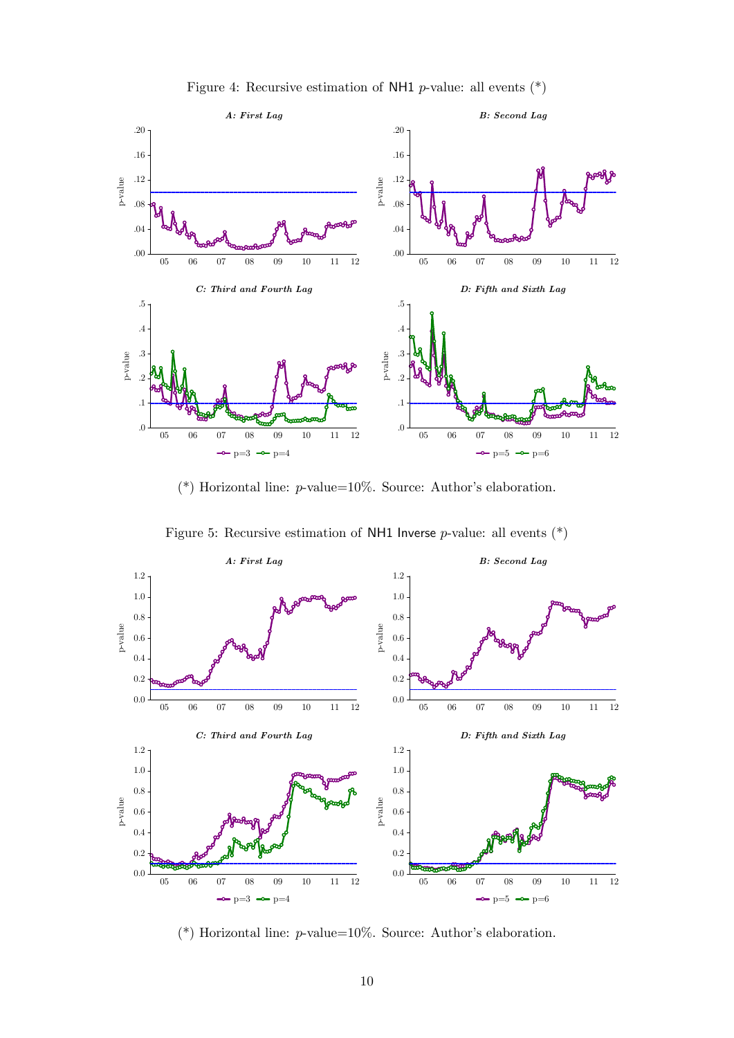Figure 4: Recursive estimation of NH1 $p$-value: all events (*)

(*) Horizontal line: $p$-value=10%. Source: Author's elaboration.

Figure 5: Recursive estimation of NH1 Inverse $p$-value: all events (*)

(*) Horizontal line: $p$-value=10%. Source: Author's elaboration.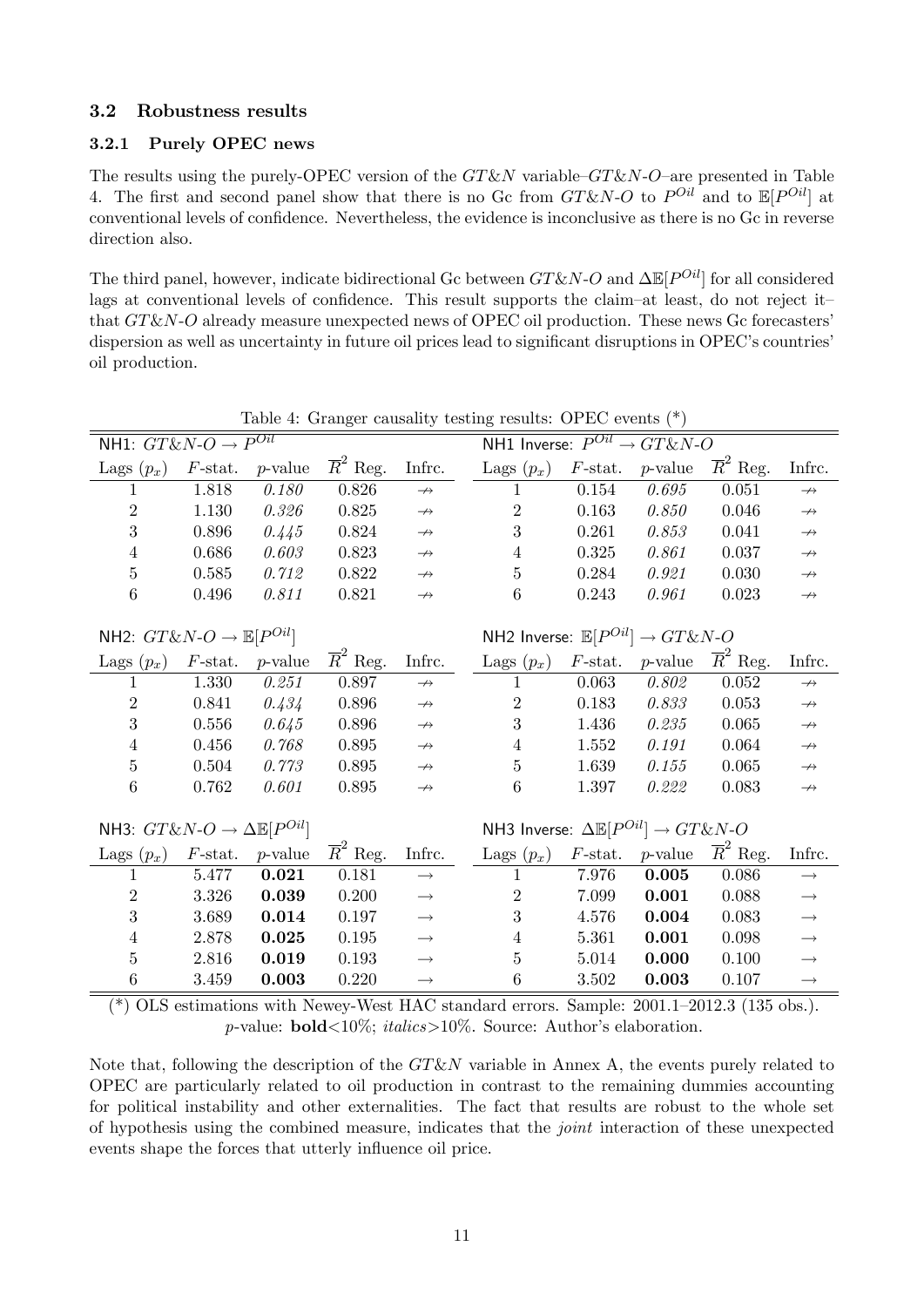### 3.2 Robustness results

#### 3.2.1 Purely OPEC news

The results using the purely-OPEC version of the $GT\&N$ variable–$GT\&N$-$O$–are presented in Table 4. The first and second panel show that there is no Gc from $GT\&N$-$O$ to $P^{Oil}$ and to $\mathbb{E}[P^{Oil}]$ at conventional levels of confidence. Nevertheless, the evidence is inconclusive as there is no Gc in reverse direction also.

The third panel, however, indicate bidirectional Gc between $GT\&N$-$O$ and $\Delta\mathbb{E}[P^{Oil}]$ for all considered lags at conventional levels of confidence. This result supports the claim–at least, do not reject it– that $GT\&N$-$O$ already measure unexpected news of OPEC oil production. These news Gc forecasters' dispersion as well as uncertainty in future oil prices lead to significant disruptions in OPEC's countries' oil production.

Table 4: Granger causality testing results: OPEC events (*)

| NH1: $GT\&N$-$O \rightarrow P^{Oil}$ | | | | | NH1 Inverse: $P^{Oil} \rightarrow GT\&N$-$O$ | | | | |
|---|---|---|---|---|---|---|---|---|---|
| Lags ($p_x$) | $F$-stat. | $p$-value | $\overline{R}^2$ Reg. | Infrc. | Lags ($p_x$) | $F$-stat. | $p$-value | $\overline{R}^2$ Reg. | Infrc. |
| 1 | 1.818 | *0.180* | 0.826 | $\nrightarrow$ | 1 | 0.154 | *0.695* | 0.051 | $\nrightarrow$ |
| 2 | 1.130 | *0.326* | 0.825 | $\nrightarrow$ | 2 | 0.163 | *0.850* | 0.046 | $\nrightarrow$ |
| 3 | 0.896 | *0.445* | 0.824 | $\nrightarrow$ | 3 | 0.261 | *0.853* | 0.041 | $\nrightarrow$ |
| 4 | 0.686 | *0.603* | 0.823 | $\nrightarrow$ | 4 | 0.325 | *0.861* | 0.037 | $\nrightarrow$ |
| 5 | 0.585 | *0.712* | 0.822 | $\nrightarrow$ | 5 | 0.284 | *0.921* | 0.030 | $\nrightarrow$ |
| 6 | 0.496 | *0.811* | 0.821 | $\nrightarrow$ | 6 | 0.243 | *0.961* | 0.023 | $\nrightarrow$ |
| NH2: $GT\&N$-$O \rightarrow \mathbb{E}[P^{Oil}]$ | | | | | NH2 Inverse: $\mathbb{E}[P^{Oil}] \rightarrow GT\&N$-$O$ | | | | |
| Lags ($p_x$) | $F$-stat. | $p$-value | $\overline{R}^2$ Reg. | Infrc. | Lags ($p_x$) | $F$-stat. | $p$-value | $\overline{R}^2$ Reg. | Infrc. |
| 1 | 1.330 | *0.251* | 0.897 | $\nrightarrow$ | 1 | 0.063 | *0.802* | 0.052 | $\nrightarrow$ |
| 2 | 0.841 | *0.434* | 0.896 | $\nrightarrow$ | 2 | 0.183 | *0.833* | 0.053 | $\nrightarrow$ |
| 3 | 0.556 | *0.645* | 0.896 | $\nrightarrow$ | 3 | 1.436 | *0.235* | 0.065 | $\nrightarrow$ |
| 4 | 0.456 | *0.768* | 0.895 | $\nrightarrow$ | 4 | 1.552 | *0.191* | 0.064 | $\nrightarrow$ |
| 5 | 0.504 | *0.773* | 0.895 | $\nrightarrow$ | 5 | 1.639 | *0.155* | 0.065 | $\nrightarrow$ |
| 6 | 0.762 | *0.601* | 0.895 | $\nrightarrow$ | 6 | 1.397 | *0.222* | 0.083 | $\nrightarrow$ |
| NH3: $GT\&N$-$O \rightarrow \Delta\mathbb{E}[P^{Oil}]$ | | | | | NH3 Inverse: $\Delta\mathbb{E}[P^{Oil}] \rightarrow GT\&N$-$O$ | | | | |
| Lags ($p_x$) | $F$-stat. | $p$-value | $\overline{R}^2$ Reg. | Infrc. | Lags ($p_x$) | $F$-stat. | $p$-value | $\overline{R}^2$ Reg. | Infrc. |
| 1 | 5.477 | **0.021** | 0.181 | $\rightarrow$ | 1 | 7.976 | **0.005** | 0.086 | $\rightarrow$ |
| 2 | 3.326 | **0.039** | 0.200 | $\rightarrow$ | 2 | 7.099 | **0.001** | 0.088 | $\rightarrow$ |
| 3 | 3.689 | **0.014** | 0.197 | $\rightarrow$ | 3 | 4.576 | **0.004** | 0.083 | $\rightarrow$ |
| 4 | 2.878 | **0.025** | 0.195 | $\rightarrow$ | 4 | 5.361 | **0.001** | 0.098 | $\rightarrow$ |
| 5 | 2.816 | **0.019** | 0.193 | $\rightarrow$ | 5 | 5.014 | **0.000** | 0.100 | $\rightarrow$ |
| 6 | 3.459 | **0.003** | 0.220 | $\rightarrow$ | 6 | 3.502 | **0.003** | 0.107 | $\rightarrow$ |

(*) OLS estimations with Newey-West HAC standard errors. Sample: 2001.1–2012.3 (135 obs.). $p$-value: **bold**<10%; *italics*>10%. Source: Author's elaboration.

Note that, following the description of the $GT\&N$ variable in Annex A, the events purely related to OPEC are particularly related to oil production in contrast to the remaining dummies accounting for political instability and other externalities. The fact that results are robust to the whole set of hypothesis using the combined measure, indicates that the *joint* interaction of these unexpected events shape the forces that utterly influence oil price.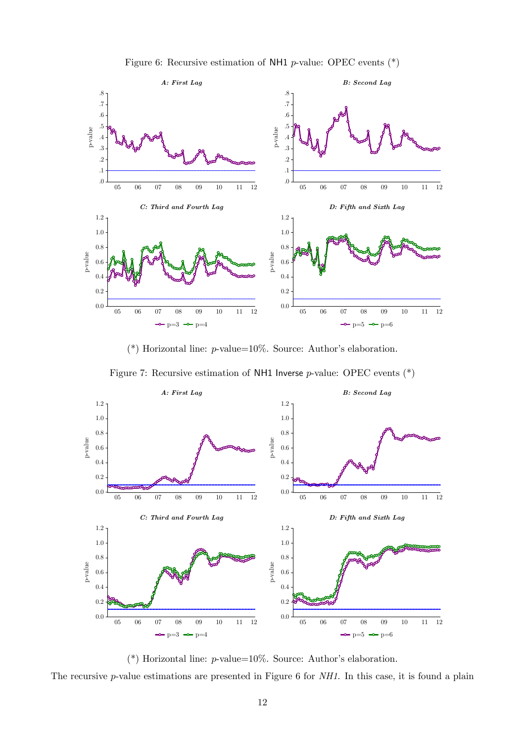Figure 6: Recursive estimation of NH1 $p$-value: OPEC events (*)

(*) Horizontal line: $p$-value=10%. Source: Author's elaboration.

Figure 7: Recursive estimation of NH1 Inverse $p$-value: OPEC events (*)

(*) Horizontal line: $p$-value=10%. Source: Author's elaboration.

The recursive $p$-value estimations are presented in Figure 6 for *NH1*. In this case, it is found a plain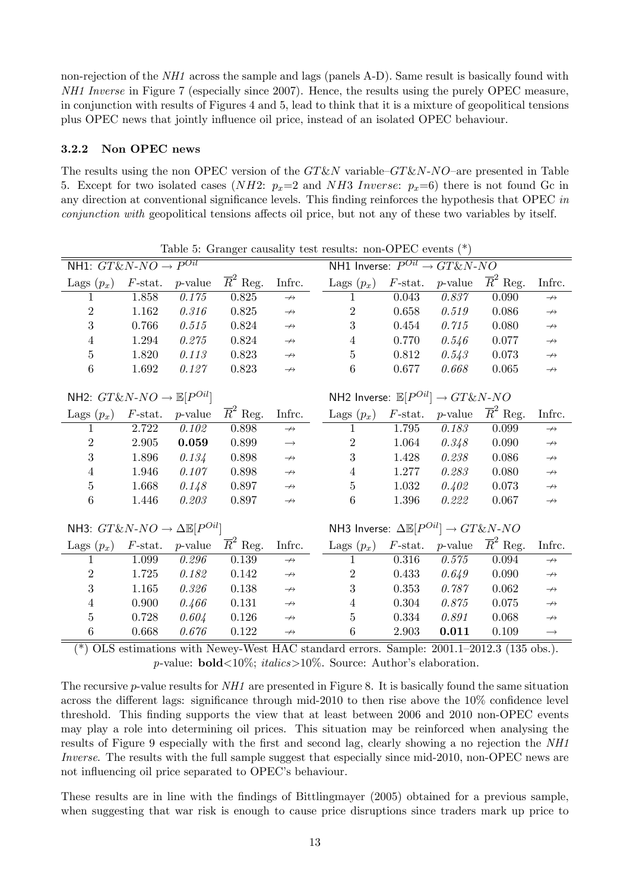non-rejection of the *NH1* across the sample and lags (panels A-D). Same result is basically found with *NH1 Inverse* in Figure 7 (especially since 2007). Hence, the results using the purely OPEC measure, in conjunction with results of Figures 4 and 5, lead to think that it is a mixture of geopolitical tensions plus OPEC news that jointly influence oil price, instead of an isolated OPEC behaviour.

### 3.2.2 Non OPEC news

The results using the non OPEC version of the $GT\&N$ variable–$GT\&N\text{-}NO$–are presented in Table 5. Except for two isolated cases ($NH2$: $p_x$=2 and $NH3$ $Inverse$: $p_x$=6) there is not found Gc in any direction at conventional significance levels. This finding reinforces the hypothesis that OPEC *in conjunction with* geopolitical tensions affects oil price, but not any of these two variables by itself.

Table 5: Granger causality test results: non-OPEC events (*)

| NH1: $GT\&N\text{-}NO \rightarrow P^{Oil}$ | | | | | NH1 Inverse: $P^{Oil} \rightarrow GT\&N\text{-}NO$ | | | | |
|---|---|---|---|---|---|---|---|---|---|
| Lags ($p_x$) | $F$-stat. | $p$-value | $\overline{R}^2$ Reg. | Infrc. | Lags ($p_x$) | $F$-stat. | $p$-value | $\overline{R}^2$ Reg. | Infrc. |
| 1 | 1.858 | *0.175* | 0.825 | $\nrightarrow$ | 1 | 0.043 | *0.837* | 0.090 | $\nrightarrow$ |
| 2 | 1.162 | *0.316* | 0.825 | $\nrightarrow$ | 2 | 0.658 | *0.519* | 0.086 | $\nrightarrow$ |
| 3 | 0.766 | *0.515* | 0.824 | $\nrightarrow$ | 3 | 0.454 | *0.715* | 0.080 | $\nrightarrow$ |
| 4 | 1.294 | *0.275* | 0.824 | $\nrightarrow$ | 4 | 0.770 | *0.546* | 0.077 | $\nrightarrow$ |
| 5 | 1.820 | *0.113* | 0.823 | $\nrightarrow$ | 5 | 0.812 | *0.543* | 0.073 | $\nrightarrow$ |
| 6 | 1.692 | *0.127* | 0.823 | $\nrightarrow$ | 6 | 0.677 | *0.668* | 0.065 | $\nrightarrow$ |
| NH2: $GT\&N\text{-}NO \rightarrow \mathbb{E}[P^{Oil}]$ | | | | | NH2 Inverse: $\mathbb{E}[P^{Oil}] \rightarrow GT\&N\text{-}NO$ | | | | |
| Lags ($p_x$) | $F$-stat. | $p$-value | $\overline{R}^2$ Reg. | Infrc. | Lags ($p_x$) | $F$-stat. | $p$-value | $\overline{R}^2$ Reg. | Infrc. |
| 1 | 2.722 | *0.102* | 0.898 | $\nrightarrow$ | 1 | 1.795 | *0.183* | 0.099 | $\nrightarrow$ |
| 2 | 2.905 | **0.059** | 0.899 | $\rightarrow$ | 2 | 1.064 | *0.348* | 0.090 | $\nrightarrow$ |
| 3 | 1.896 | *0.134* | 0.898 | $\nrightarrow$ | 3 | 1.428 | *0.238* | 0.086 | $\nrightarrow$ |
| 4 | 1.946 | *0.107* | 0.898 | $\nrightarrow$ | 4 | 1.277 | *0.283* | 0.080 | $\nrightarrow$ |
| 5 | 1.668 | *0.148* | 0.897 | $\nrightarrow$ | 5 | 1.032 | *0.402* | 0.073 | $\nrightarrow$ |
| 6 | 1.446 | *0.203* | 0.897 | $\nrightarrow$ | 6 | 1.396 | *0.222* | 0.067 | $\nrightarrow$ |
| NH3: $GT\&N\text{-}NO \rightarrow \Delta\mathbb{E}[P^{Oil}]$ | | | | | NH3 Inverse: $\Delta\mathbb{E}[P^{Oil}] \rightarrow GT\&N\text{-}NO$ | | | | |
| Lags ($p_x$) | $F$-stat. | $p$-value | $\overline{R}^2$ Reg. | Infrc. | Lags ($p_x$) | $F$-stat. | $p$-value | $\overline{R}^2$ Reg. | Infrc. |
| 1 | 1.099 | *0.296* | 0.139 | $\nrightarrow$ | 1 | 0.316 | *0.575* | 0.094 | $\nrightarrow$ |
| 2 | 1.725 | *0.182* | 0.142 | $\nrightarrow$ | 2 | 0.433 | *0.649* | 0.090 | $\nrightarrow$ |
| 3 | 1.165 | *0.326* | 0.138 | $\nrightarrow$ | 3 | 0.353 | *0.787* | 0.062 | $\nrightarrow$ |
| 4 | 0.900 | *0.466* | 0.131 | $\nrightarrow$ | 4 | 0.304 | *0.875* | 0.075 | $\nrightarrow$ |
| 5 | 0.728 | *0.604* | 0.126 | $\nrightarrow$ | 5 | 0.334 | *0.891* | 0.068 | $\nrightarrow$ |
| 6 | 0.668 | *0.676* | 0.122 | $\nrightarrow$ | 6 | 2.903 | **0.011** | 0.109 | $\rightarrow$ |

(*) OLS estimations with Newey-West HAC standard errors. Sample: 2001.1–2012.3 (135 obs.). $p$-value: **bold**<10%; *italics*>10%. Source: Author's elaboration.

The recursive $p$-value results for *NH1* are presented in Figure 8. It is basically found the same situation across the different lags: significance through mid-2010 to then rise above the 10% confidence level threshold. This finding supports the view that at least between 2006 and 2010 non-OPEC events may play a role into determining oil prices. This situation may be reinforced when analysing the results of Figure 9 especially with the first and second lag, clearly showing a no rejection the *NH1 Inverse*. The results with the full sample suggest that especially since mid-2010, non-OPEC news are not influencing oil price separated to OPEC's behaviour.

These results are in line with the findings of Bittlingmayer (2005) obtained for a previous sample, when suggesting that war risk is enough to cause price disruptions since traders mark up price to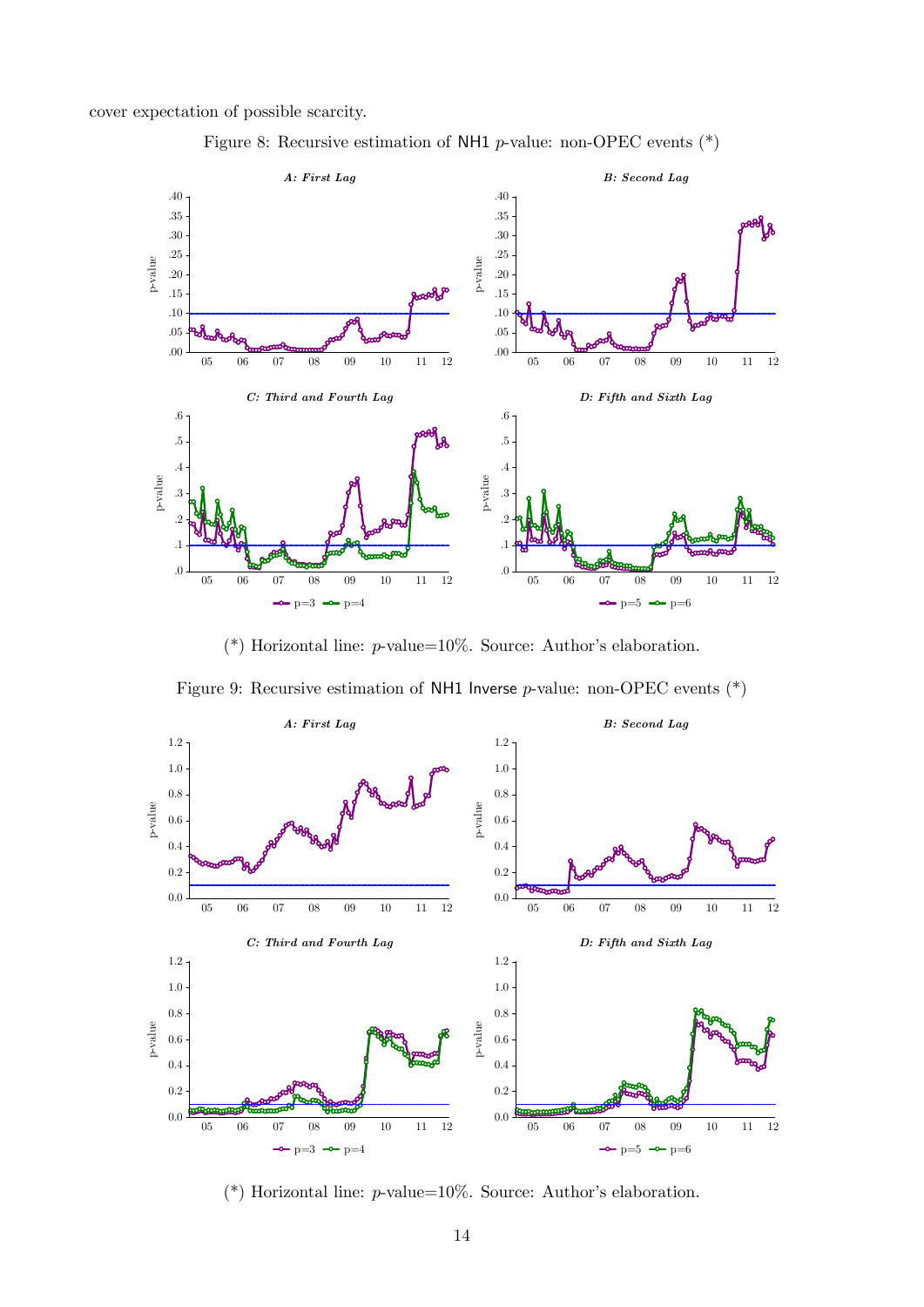cover expectation of possible scarcity.

Figure 8: Recursive estimation of NH1 $p$-value: non-OPEC events (*)

(*) Horizontal line: $p$-value=10%. Source: Author's elaboration.

Figure 9: Recursive estimation of NH1 Inverse $p$-value: non-OPEC events (*)

(*) Horizontal line: $p$-value=10%. Source: Author's elaboration.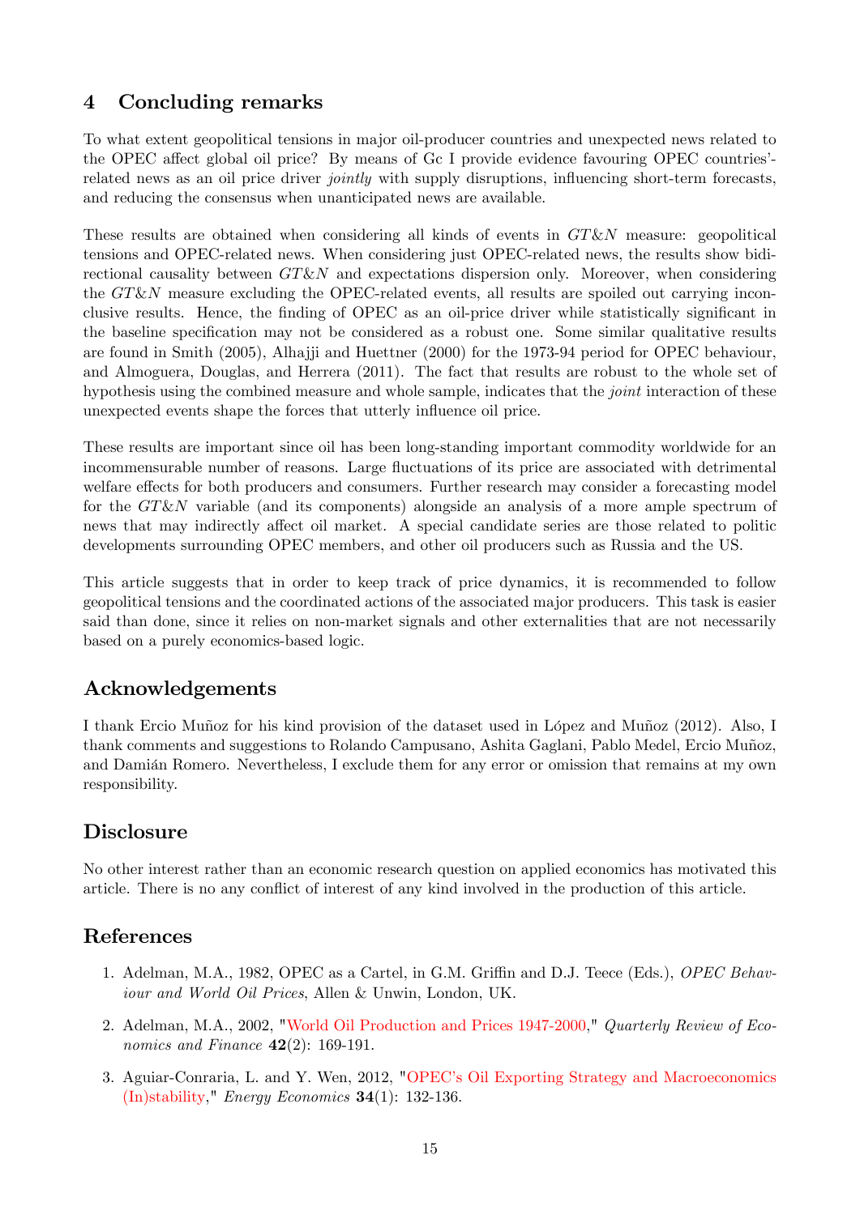## 4 Concluding remarks

To what extent geopolitical tensions in major oil-producer countries and unexpected news related to the OPEC affect global oil price? By means of Gc I provide evidence favouring OPEC countries'-related news as an oil price driver *jointly* with supply disruptions, influencing short-term forecasts, and reducing the consensus when unanticipated news are available.

These results are obtained when considering all kinds of events in *GT&N* measure: geopolitical tensions and OPEC-related news. When considering just OPEC-related news, the results show bidirectional causality between *GT&N* and expectations dispersion only. Moreover, when considering the *GT&N* measure excluding the OPEC-related events, all results are spoiled out carrying inconclusive results. Hence, the finding of OPEC as an oil-price driver while statistically significant in the baseline specification may not be considered as a robust one. Some similar qualitative results are found in Smith (2005), Alhajji and Huettner (2000) for the 1973-94 period for OPEC behaviour, and Almoguera, Douglas, and Herrera (2011). The fact that results are robust to the whole set of hypothesis using the combined measure and whole sample, indicates that the *joint* interaction of these unexpected events shape the forces that utterly influence oil price.

These results are important since oil has been long-standing important commodity worldwide for an incommensurable number of reasons. Large fluctuations of its price are associated with detrimental welfare effects for both producers and consumers. Further research may consider a forecasting model for the *GT&N* variable (and its components) alongside an analysis of a more ample spectrum of news that may indirectly affect oil market. A special candidate series are those related to politic developments surrounding OPEC members, and other oil producers such as Russia and the US.

This article suggests that in order to keep track of price dynamics, it is recommended to follow geopolitical tensions and the coordinated actions of the associated major producers. This task is easier said than done, since it relies on non-market signals and other externalities that are not necessarily based on a purely economics-based logic.

## Acknowledgements

I thank Ercio Muñoz for his kind provision of the dataset used in López and Muñoz (2012). Also, I thank comments and suggestions to Rolando Campusano, Ashita Gaglani, Pablo Medel, Ercio Muñoz, and Damián Romero. Nevertheless, I exclude them for any error or omission that remains at my own responsibility.

## Disclosure

No other interest rather than an economic research question on applied economics has motivated this article. There is no any conflict of interest of any kind involved in the production of this article.

## References

1. Adelman, M.A., 1982, OPEC as a Cartel, in G.M. Griffin and D.J. Teece (Eds.), *OPEC Behaviour and World Oil Prices*, Allen & Unwin, London, UK.

2. Adelman, M.A., 2002, "World Oil Production and Prices 1947-2000," *Quarterly Review of Economics and Finance* **42**(2): 169-191.

3. Aguiar-Conraria, L. and Y. Wen, 2012, "OPEC's Oil Exporting Strategy and Macroeconomics (In)stability," *Energy Economics* **34**(1): 132-136.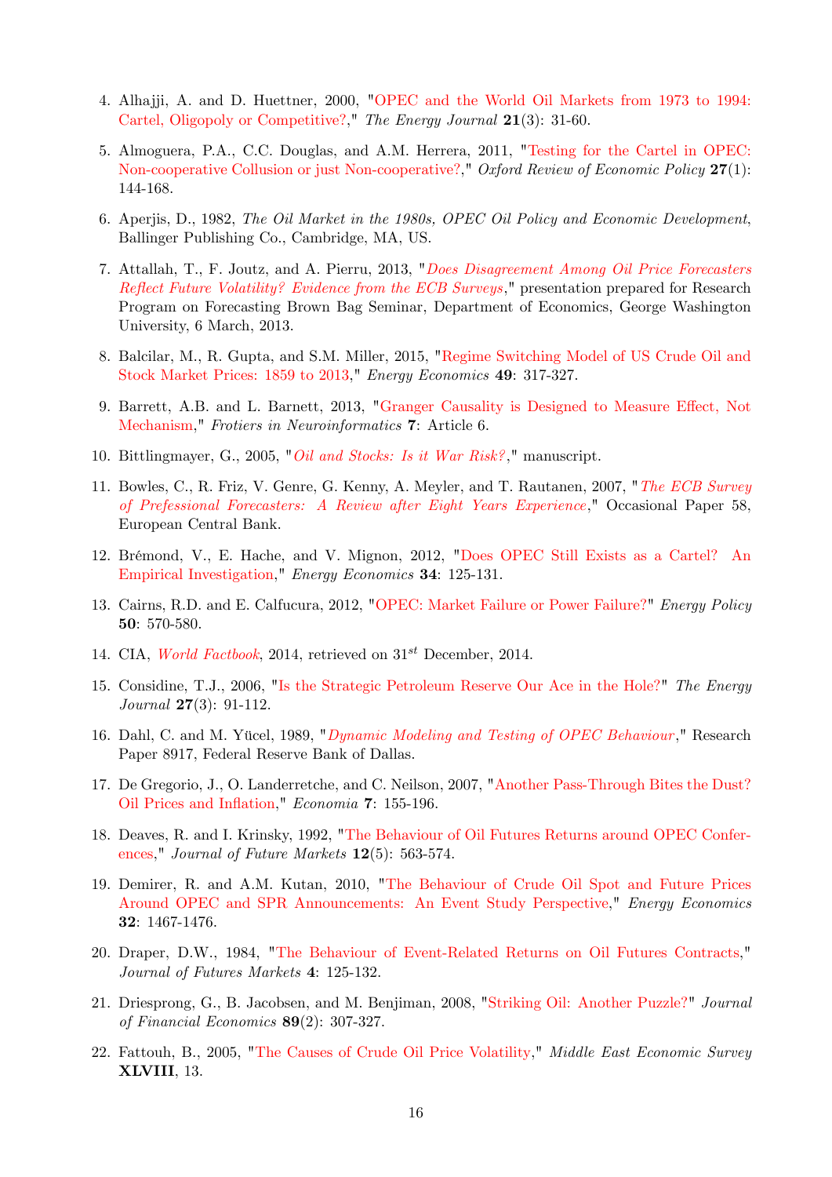4. Alhajji, A. and D. Huettner, 2000, "OPEC and the World Oil Markets from 1973 to 1994: Cartel, Oligopoly or Competitive?," *The Energy Journal* **21**(3): 31-60.

5. Almoguera, P.A., C.C. Douglas, and A.M. Herrera, 2011, "Testing for the Cartel in OPEC: Non-cooperative Collusion or just Non-cooperative?," *Oxford Review of Economic Policy* **27**(1): 144-168.

6. Aperjis, D., 1982, *The Oil Market in the 1980s, OPEC Oil Policy and Economic Development*, Ballinger Publishing Co., Cambridge, MA, US.

7. Attallah, T., F. Joutz, and A. Pierru, 2013, "*Does Disagreement Among Oil Price Forecasters Reflect Future Volatility? Evidence from the ECB Surveys*," presentation prepared for Research Program on Forecasting Brown Bag Seminar, Department of Economics, George Washington University, 6 March, 2013.

8. Balcilar, M., R. Gupta, and S.M. Miller, 2015, "Regime Switching Model of US Crude Oil and Stock Market Prices: 1859 to 2013," *Energy Economics* **49**: 317-327.

9. Barrett, A.B. and L. Barnett, 2013, "Granger Causality is Designed to Measure Effect, Not Mechanism," *Frotiers in Neuroinformatics* **7**: Article 6.

10. Bittlingmayer, G., 2005, "*Oil and Stocks: Is it War Risk?*," manuscript.

11. Bowles, C., R. Friz, V. Genre, G. Kenny, A. Meyler, and T. Rautanen, 2007, "*The ECB Survey of Prefessional Forecasters: A Review after Eight Years Experience*," Occasional Paper 58, European Central Bank.

12. Brémond, V., E. Hache, and V. Mignon, 2012, "Does OPEC Still Exists as a Cartel? An Empirical Investigation," *Energy Economics* **34**: 125-131.

13. Cairns, R.D. and E. Calfucura, 2012, "OPEC: Market Failure or Power Failure?" *Energy Policy* **50**: 570-580.

14. CIA, *World Factbook*, 2014, retrieved on 31st December, 2014.

15. Considine, T.J., 2006, "Is the Strategic Petroleum Reserve Our Ace in the Hole?" *The Energy Journal* **27**(3): 91-112.

16. Dahl, C. and M. Yücel, 1989, "*Dynamic Modeling and Testing of OPEC Behaviour*," Research Paper 8917, Federal Reserve Bank of Dallas.

17. De Gregorio, J., O. Landerretche, and C. Neilson, 2007, "Another Pass-Through Bites the Dust? Oil Prices and Inflation," *Economia* **7**: 155-196.

18. Deaves, R. and I. Krinsky, 1992, "The Behaviour of Oil Futures Returns around OPEC Conferences," *Journal of Future Markets* **12**(5): 563-574.

19. Demirer, R. and A.M. Kutan, 2010, "The Behaviour of Crude Oil Spot and Future Prices Around OPEC and SPR Announcements: An Event Study Perspective," *Energy Economics* **32**: 1467-1476.

20. Draper, D.W., 1984, "The Behaviour of Event-Related Returns on Oil Futures Contracts," *Journal of Futures Markets* **4**: 125-132.

21. Driesprong, G., B. Jacobsen, and M. Benjiman, 2008, "Striking Oil: Another Puzzle?" *Journal of Financial Economics* **89**(2): 307-327.

22. Fattouh, B., 2005, "The Causes of Crude Oil Price Volatility," *Middle East Economic Survey* **XLVIII**, 13.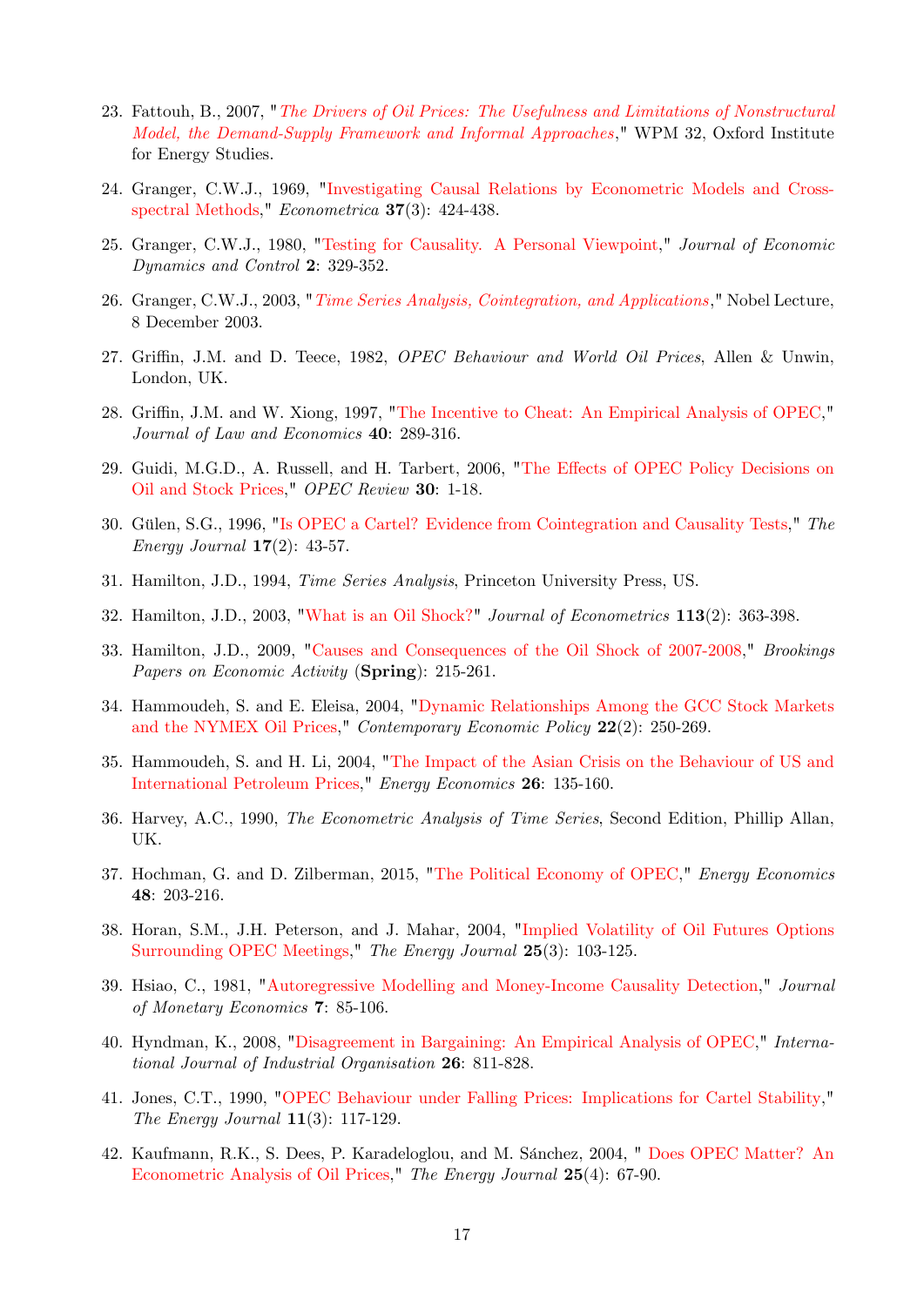23. Fattouh, B., 2007, "*The Drivers of Oil Prices: The Usefulness and Limitations of Nonstructural Model, the Demand-Supply Framework and Informal Approaches*," WPM 32, Oxford Institute for Energy Studies.

24. Granger, C.W.J., 1969, "Investigating Causal Relations by Econometric Models and Cross-spectral Methods," *Econometrica* **37**(3): 424-438.

25. Granger, C.W.J., 1980, "Testing for Causality. A Personal Viewpoint," *Journal of Economic Dynamics and Control* **2**: 329-352.

26. Granger, C.W.J., 2003, "*Time Series Analysis, Cointegration, and Applications*," Nobel Lecture, 8 December 2003.

27. Griffin, J.M. and D. Teece, 1982, *OPEC Behaviour and World Oil Prices*, Allen & Unwin, London, UK.

28. Griffin, J.M. and W. Xiong, 1997, "The Incentive to Cheat: An Empirical Analysis of OPEC," *Journal of Law and Economics* **40**: 289-316.

29. Guidi, M.G.D., A. Russell, and H. Tarbert, 2006, "The Effects of OPEC Policy Decisions on Oil and Stock Prices," *OPEC Review* **30**: 1-18.

30. Gülen, S.G., 1996, "Is OPEC a Cartel? Evidence from Cointegration and Causality Tests," *The Energy Journal* **17**(2): 43-57.

31. Hamilton, J.D., 1994, *Time Series Analysis*, Princeton University Press, US.

32. Hamilton, J.D., 2003, "What is an Oil Shock?" *Journal of Econometrics* **113**(2): 363-398.

33. Hamilton, J.D., 2009, "Causes and Consequences of the Oil Shock of 2007-2008," *Brookings Papers on Economic Activity* (**Spring**): 215-261.

34. Hammoudeh, S. and E. Eleisa, 2004, "Dynamic Relationships Among the GCC Stock Markets and the NYMEX Oil Prices," *Contemporary Economic Policy* **22**(2): 250-269.

35. Hammoudeh, S. and H. Li, 2004, "The Impact of the Asian Crisis on the Behaviour of US and International Petroleum Prices," *Energy Economics* **26**: 135-160.

36. Harvey, A.C., 1990, *The Econometric Analysis of Time Series*, Second Edition, Phillip Allan, UK.

37. Hochman, G. and D. Zilberman, 2015, "The Political Economy of OPEC," *Energy Economics* **48**: 203-216.

38. Horan, S.M., J.H. Peterson, and J. Mahar, 2004, "Implied Volatility of Oil Futures Options Surrounding OPEC Meetings," *The Energy Journal* **25**(3): 103-125.

39. Hsiao, C., 1981, "Autoregressive Modelling and Money-Income Causality Detection," *Journal of Monetary Economics* **7**: 85-106.

40. Hyndman, K., 2008, "Disagreement in Bargaining: An Empirical Analysis of OPEC," *International Journal of Industrial Organisation* **26**: 811-828.

41. Jones, C.T., 1990, "OPEC Behaviour under Falling Prices: Implications for Cartel Stability," *The Energy Journal* **11**(3): 117-129.

42. Kaufmann, R.K., S. Dees, P. Karadeloglou, and M. Sánchez, 2004, " Does OPEC Matter? An Econometric Analysis of Oil Prices," *The Energy Journal* **25**(4): 67-90.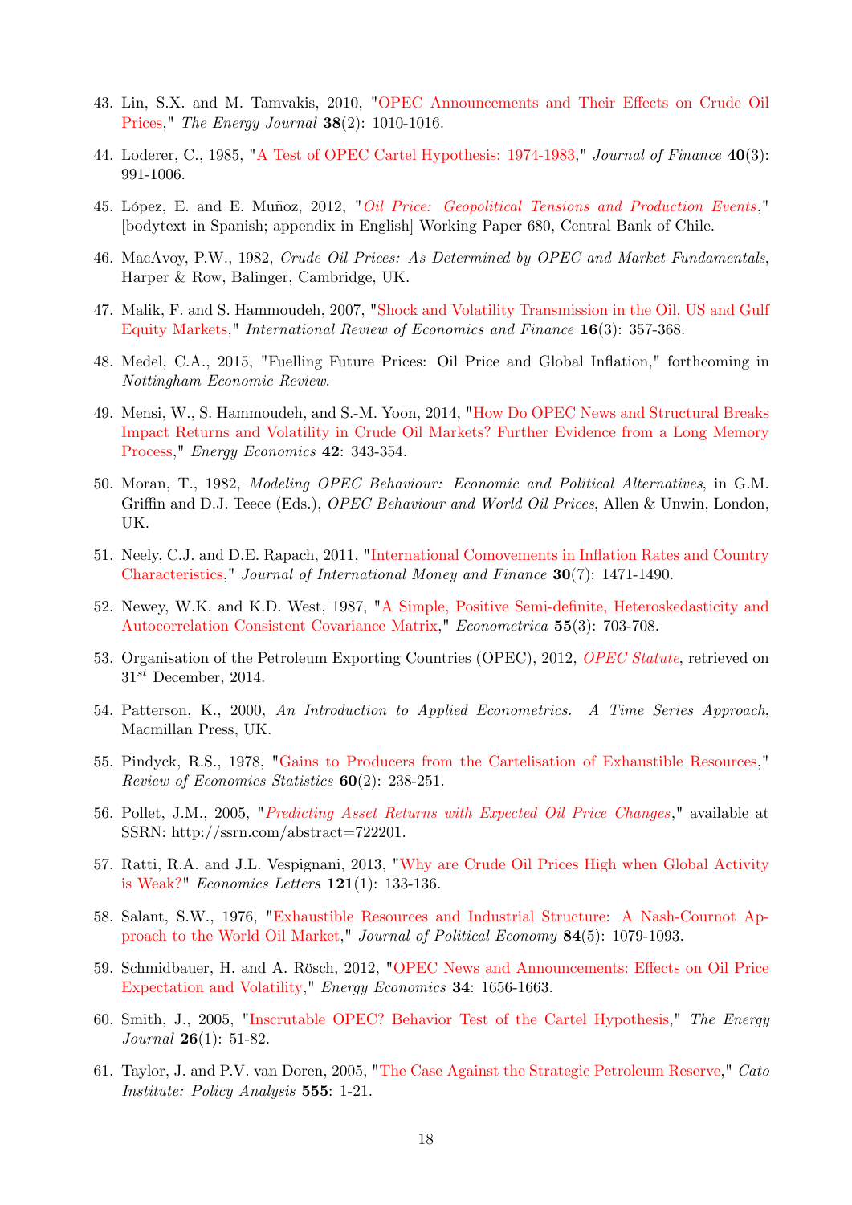43. Lin, S.X. and M. Tamvakis, 2010, "OPEC Announcements and Their Effects on Crude Oil Prices," *The Energy Journal* **38**(2): 1010-1016.

44. Loderer, C., 1985, "A Test of OPEC Cartel Hypothesis: 1974-1983," *Journal of Finance* **40**(3): 991-1006.

45. López, E. and E. Muñoz, 2012, "*Oil Price: Geopolitical Tensions and Production Events*," [bodytext in Spanish; appendix in English] Working Paper 680, Central Bank of Chile.

46. MacAvoy, P.W., 1982, *Crude Oil Prices: As Determined by OPEC and Market Fundamentals*, Harper & Row, Balinger, Cambridge, UK.

47. Malik, F. and S. Hammoudeh, 2007, "Shock and Volatility Transmission in the Oil, US and Gulf Equity Markets," *International Review of Economics and Finance* **16**(3): 357-368.

48. Medel, C.A., 2015, "Fuelling Future Prices: Oil Price and Global Inflation," forthcoming in *Nottingham Economic Review*.

49. Mensi, W., S. Hammoudeh, and S.-M. Yoon, 2014, "How Do OPEC News and Structural Breaks Impact Returns and Volatility in Crude Oil Markets? Further Evidence from a Long Memory Process," *Energy Economics* **42**: 343-354.

50. Moran, T., 1982, *Modeling OPEC Behaviour: Economic and Political Alternatives*, in G.M. Griffin and D.J. Teece (Eds.), *OPEC Behaviour and World Oil Prices*, Allen & Unwin, London, UK.

51. Neely, C.J. and D.E. Rapach, 2011, "International Comovements in Inflation Rates and Country Characteristics," *Journal of International Money and Finance* **30**(7): 1471-1490.

52. Newey, W.K. and K.D. West, 1987, "A Simple, Positive Semi-definite, Heteroskedasticity and Autocorrelation Consistent Covariance Matrix," *Econometrica* **55**(3): 703-708.

53. Organisation of the Petroleum Exporting Countries (OPEC), 2012, *OPEC Statute*, retrieved on 31st December, 2014.

54. Patterson, K., 2000, *An Introduction to Applied Econometrics. A Time Series Approach*, Macmillan Press, UK.

55. Pindyck, R.S., 1978, "Gains to Producers from the Cartelisation of Exhaustible Resources," *Review of Economics Statistics* **60**(2): 238-251.

56. Pollet, J.M., 2005, "*Predicting Asset Returns with Expected Oil Price Changes*," available at SSRN: http://ssrn.com/abstract=722201.

57. Ratti, R.A. and J.L. Vespignani, 2013, "Why are Crude Oil Prices High when Global Activity is Weak?" *Economics Letters* **121**(1): 133-136.

58. Salant, S.W., 1976, "Exhaustible Resources and Industrial Structure: A Nash-Cournot Approach to the World Oil Market," *Journal of Political Economy* **84**(5): 1079-1093.

59. Schmidbauer, H. and A. Rösch, 2012, "OPEC News and Announcements: Effects on Oil Price Expectation and Volatility," *Energy Economics* **34**: 1656-1663.

60. Smith, J., 2005, "Inscrutable OPEC? Behavior Test of the Cartel Hypothesis," *The Energy Journal* **26**(1): 51-82.

61. Taylor, J. and P.V. van Doren, 2005, "The Case Against the Strategic Petroleum Reserve," *Cato Institute: Policy Analysis* **555**: 1-21.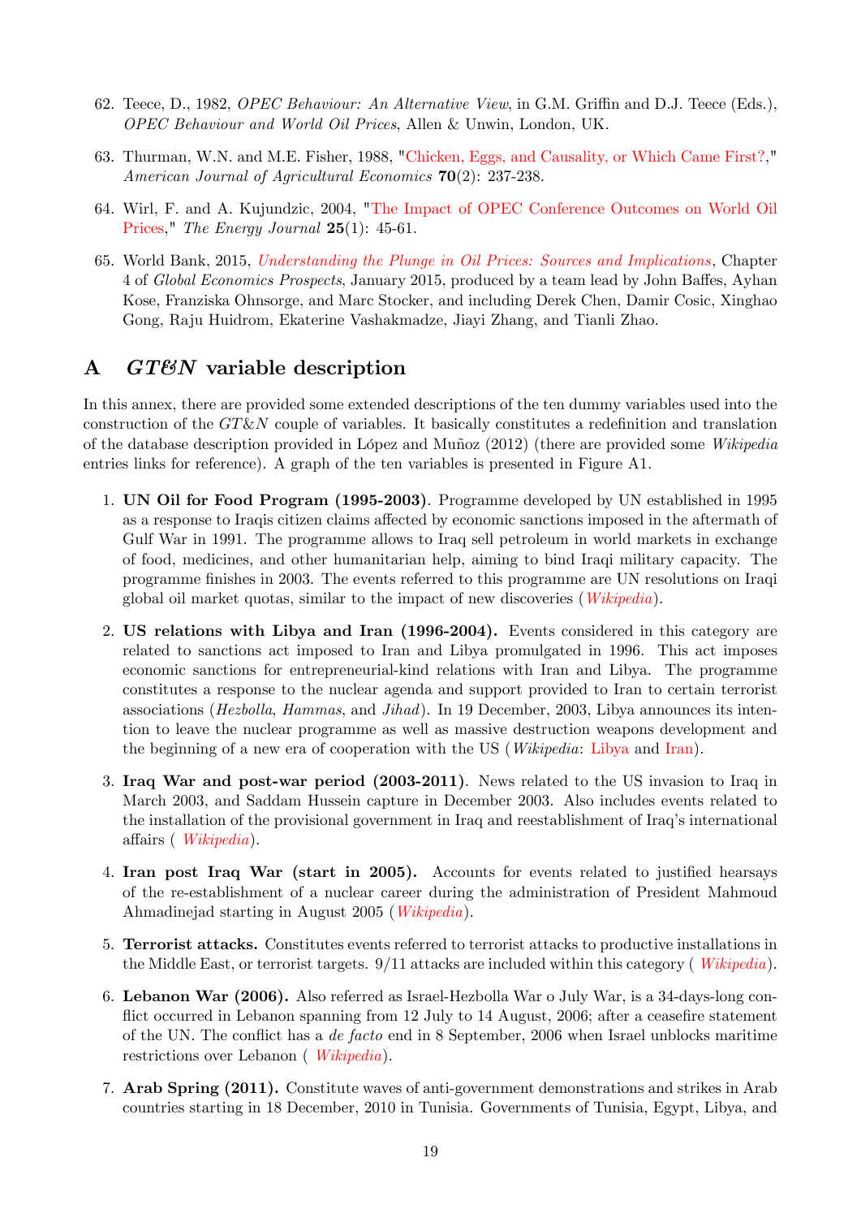62. Teece, D., 1982, *OPEC Behaviour: An Alternative View*, in G.M. Griffin and D.J. Teece (Eds.), *OPEC Behaviour and World Oil Prices*, Allen & Unwin, London, UK.

63. Thurman, W.N. and M.E. Fisher, 1988, "Chicken, Eggs, and Causality, or Which Came First?," *American Journal of Agricultural Economics* **70**(2): 237-238.

64. Wirl, F. and A. Kujundzic, 2004, "The Impact of OPEC Conference Outcomes on World Oil Prices," *The Energy Journal* **25**(1): 45-61.

65. World Bank, 2015, *Understanding the Plunge in Oil Prices: Sources and Implications*, Chapter 4 of *Global Economics Prospects*, January 2015, produced by a team lead by John Baffes, Ayhan Kose, Franziska Ohnsorge, and Marc Stocker, and including Derek Chen, Damir Cosic, Xinghao Gong, Raju Huidrom, Ekaterine Vashakmadze, Jiayi Zhang, and Tianli Zhao.

# A *GT&N* variable description

In this annex, there are provided some extended descriptions of the ten dummy variables used into the construction of the *GT*&*N* couple of variables. It basically constitutes a redefinition and translation of the database description provided in López and Muñoz (2012) (there are provided some *Wikipedia* entries links for reference). A graph of the ten variables is presented in Figure A1.

1. **UN Oil for Food Program (1995-2003)**. Programme developed by UN established in 1995 as a response to Iraqis citizen claims affected by economic sanctions imposed in the aftermath of Gulf War in 1991. The programme allows to Iraq sell petroleum in world markets in exchange of food, medicines, and other humanitarian help, aiming to bind Iraqi military capacity. The programme finishes in 2003. The events referred to this programme are UN resolutions on Iraqi global oil market quotas, similar to the impact of new discoveries (*Wikipedia*).

2. **US relations with Libya and Iran (1996-2004).** Events considered in this category are related to sanctions act imposed to Iran and Libya promulgated in 1996. This act imposes economic sanctions for entrepreneurial-kind relations with Iran and Libya. The programme constitutes a response to the nuclear agenda and support provided to Iran to certain terrorist associations (*Hezbolla*, *Hammas*, and *Jihad*). In 19 December, 2003, Libya announces its intention to leave the nuclear programme as well as massive destruction weapons development and the beginning of a new era of cooperation with the US (*Wikipedia*: Libya and Iran).

3. **Iraq War and post-war period (2003-2011)**. News related to the US invasion to Iraq in March 2003, and Saddam Hussein capture in December 2003. Also includes events related to the installation of the provisional government in Iraq and reestablishment of Iraq's international affairs ( *Wikipedia*).

4. **Iran post Iraq War (start in 2005).** Accounts for events related to justified hearsays of the re-establishment of a nuclear career during the administration of President Mahmoud Ahmadinejad starting in August 2005 (*Wikipedia*).

5. **Terrorist attacks.** Constitutes events referred to terrorist attacks to productive installations in the Middle East, or terrorist targets. 9/11 attacks are included within this category ( *Wikipedia*).

6. **Lebanon War (2006).** Also referred as Israel-Hezbolla War o July War, is a 34-days-long conflict occurred in Lebanon spanning from 12 July to 14 August, 2006; after a ceasefire statement of the UN. The conflict has a *de facto* end in 8 September, 2006 when Israel unblocks maritime restrictions over Lebanon ( *Wikipedia*).

7. **Arab Spring (2011).** Constitute waves of anti-government demonstrations and strikes in Arab countries starting in 18 December, 2010 in Tunisia. Governments of Tunisia, Egypt, Libya, and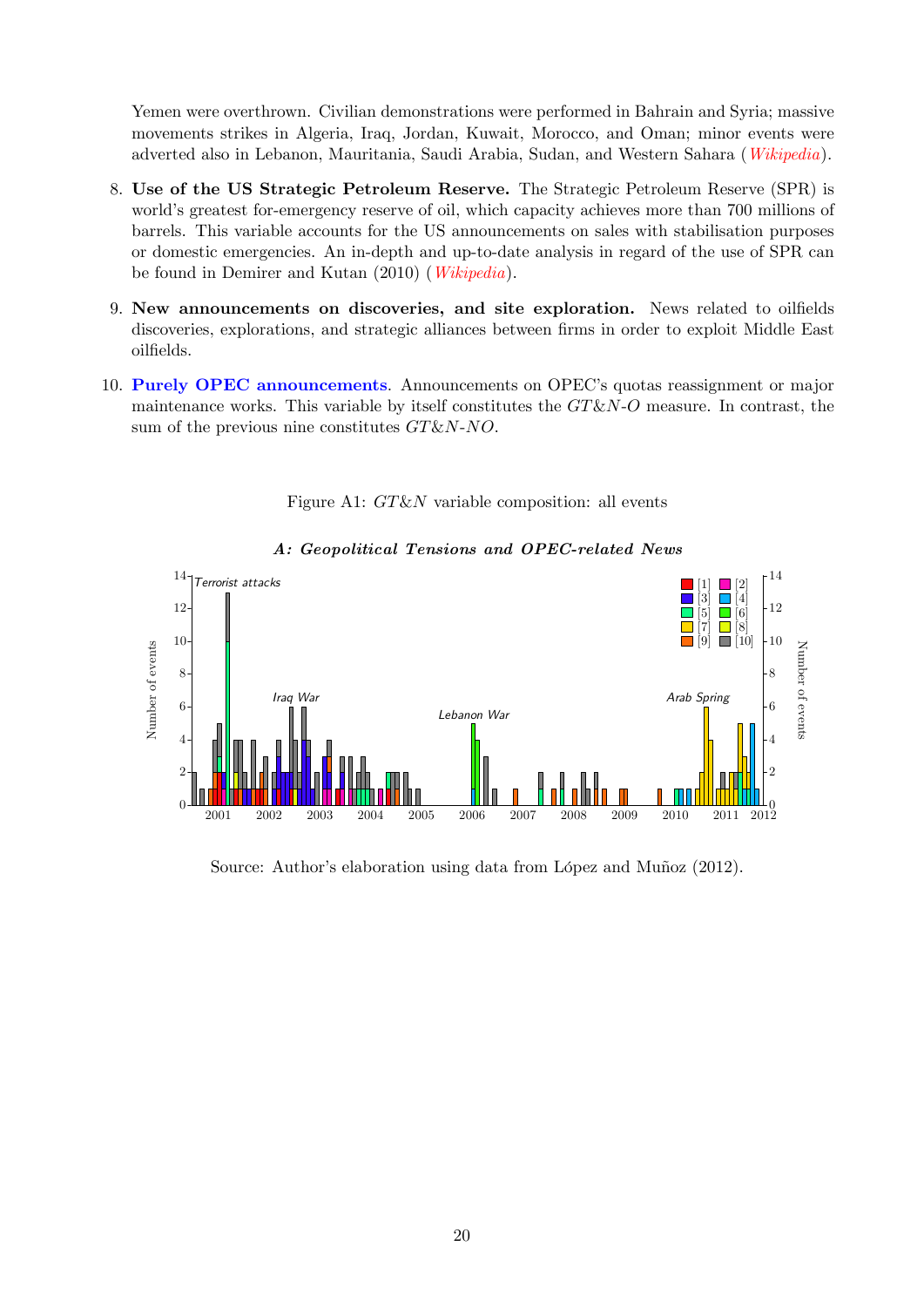Yemen were overthrown. Civilian demonstrations were performed in Bahrain and Syria; massive movements strikes in Algeria, Iraq, Jordan, Kuwait, Morocco, and Oman; minor events were adverted also in Lebanon, Mauritania, Saudi Arabia, Sudan, and Western Sahara (*Wikipedia*).

8. **Use of the US Strategic Petroleum Reserve.** The Strategic Petroleum Reserve (SPR) is world's greatest for-emergency reserve of oil, which capacity achieves more than 700 millions of barrels. This variable accounts for the US announcements on sales with stabilisation purposes or domestic emergencies. An in-depth and up-to-date analysis in regard of the use of SPR can be found in Demirer and Kutan (2010) (*Wikipedia*).

9. **New announcements on discoveries, and site exploration.** News related to oilfields discoveries, explorations, and strategic alliances between firms in order to exploit Middle East oilfields.

10. **Purely OPEC announcements**. Announcements on OPEC's quotas reassignment or major maintenance works. This variable by itself constitutes the *GT&N-O* measure. In contrast, the sum of the previous nine constitutes *GT&N-NO*.

Figure A1: *GT&N* variable composition: all events

*A: Geopolitical Tensions and OPEC-related News*

Terrorist attacks
Iraq War
Lebanon War
Arab Spring

[1] [2]
[3] [4]
[5] [6]
[7] [8]
[9] [10]

Number of events
0
2
4
6
8
10
12
14

2001 2002 2003 2004 2005 2006 2007 2008 2009 2010 2011 2012

Source: Author's elaboration using data from López and Muñoz (2012).